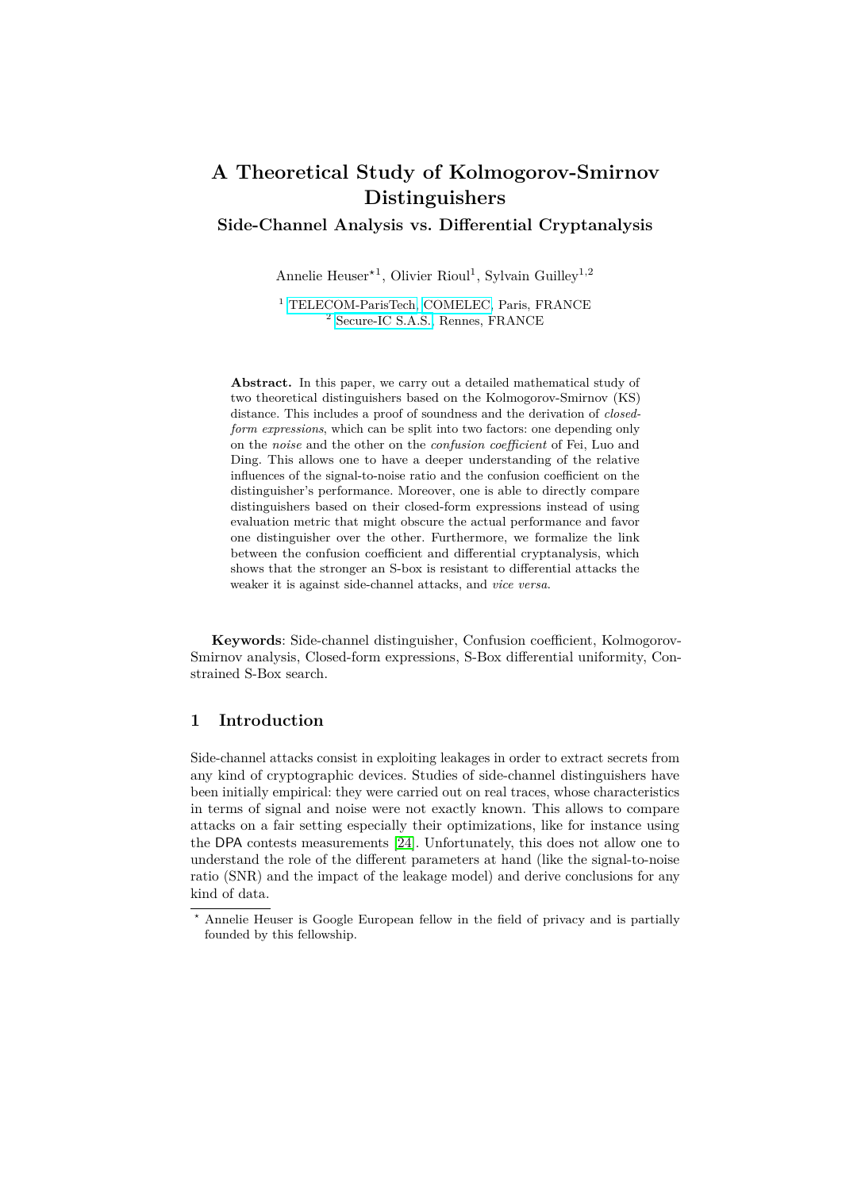# A Theoretical Study of Kolmogorov-Smirnov Distinguishers

## Side-Channel Analysis vs. Differential Cryptanalysis

Annelie Heuser*[1], Olivier Rioul[1], Sylvain Guilley[1,2]

[1] TELECOM-ParisTech, COMELEC, Paris, FRANCE
[2] Secure-IC S.A.S., Rennes, FRANCE

**Abstract.** In this paper, we carry out a detailed mathematical study of two theoretical distinguishers based on the Kolmogorov-Smirnov (KS) distance. This includes a proof of soundness and the derivation of *closed-form expressions*, which can be split into two factors: one depending only on the *noise* and the other on the *confusion coefficient* of Fei, Luo and Ding. This allows one to have a deeper understanding of the relative influences of the signal-to-noise ratio and the confusion coefficient on the distinguisher's performance. Moreover, one is able to directly compare distinguishers based on their closed-form expressions instead of using evaluation metric that might obscure the actual performance and favor one distinguisher over the other. Furthermore, we formalize the link between the confusion coefficient and differential cryptanalysis, which shows that the stronger an S-box is resistant to differential attacks the weaker it is against side-channel attacks, and *vice versa*.

**Keywords**: Side-channel distinguisher, Confusion coefficient, Kolmogorov-Smirnov analysis, Closed-form expressions, S-Box differential uniformity, Constrained S-Box search.

## 1 Introduction

Side-channel attacks consist in exploiting leakages in order to extract secrets from any kind of cryptographic devices. Studies of side-channel distinguishers have been initially empirical: they were carried out on real traces, whose characteristics in terms of signal and noise were not exactly known. This allows to compare attacks on a fair setting especially their optimizations, like for instance using the DPA contests measurements [24]. Unfortunately, this does not allow one to understand the role of the different parameters at hand (like the signal-to-noise ratio (SNR) and the impact of the leakage model) and derive conclusions for any kind of data.

* Annelie Heuser is Google European fellow in the field of privacy and is partially founded by this fellowship.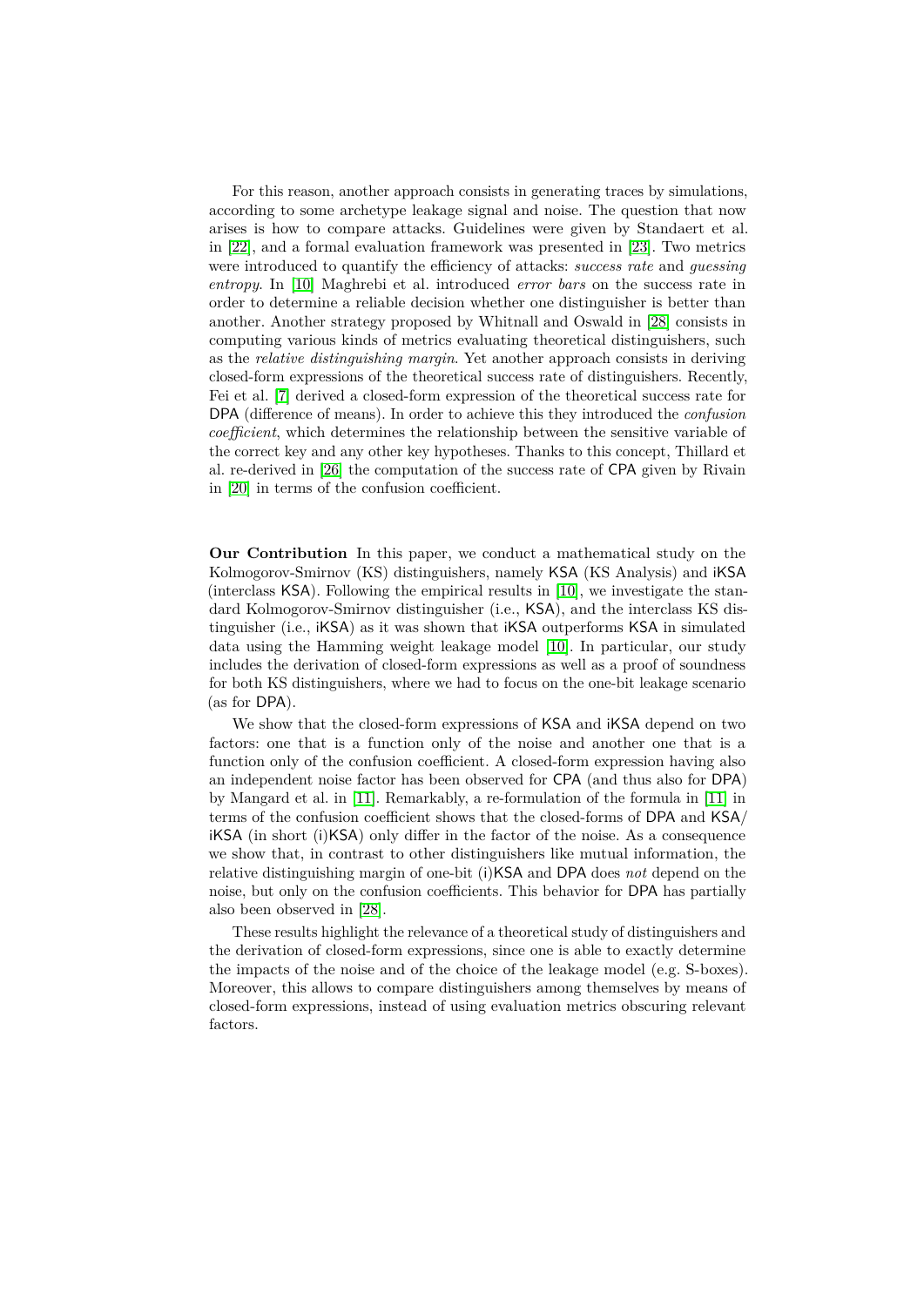For this reason, another approach consists in generating traces by simulations, according to some archetype leakage signal and noise. The question that now arises is how to compare attacks. Guidelines were given by Standaert et al. in [22], and a formal evaluation framework was presented in [23]. Two metrics were introduced to quantify the efficiency of attacks: *success rate* and *guessing entropy*. In [10] Maghrebi et al. introduced *error bars* on the success rate in order to determine a reliable decision whether one distinguisher is better than another. Another strategy proposed by Whitnall and Oswald in [28] consists in computing various kinds of metrics evaluating theoretical distinguishers, such as the *relative distinguishing margin*. Yet another approach consists in deriving closed-form expressions of the theoretical success rate of distinguishers. Recently, Fei et al. [7] derived a closed-form expression of the theoretical success rate for DPA (difference of means). In order to achieve this they introduced the *confusion coefficient*, which determines the relationship between the sensitive variable of the correct key and any other key hypotheses. Thanks to this concept, Thillard et al. re-derived in [26] the computation of the success rate of CPA given by Rivain in [20] in terms of the confusion coefficient.

**Our Contribution** In this paper, we conduct a mathematical study on the Kolmogorov-Smirnov (KS) distinguishers, namely KSA (KS Analysis) and iKSA (interclass KSA). Following the empirical results in [10], we investigate the standard Kolmogorov-Smirnov distinguisher (i.e., KSA), and the interclass KS distinguisher (i.e., iKSA) as it was shown that iKSA outperforms KSA in simulated data using the Hamming weight leakage model [10]. In particular, our study includes the derivation of closed-form expressions as well as a proof of soundness for both KS distinguishers, where we had to focus on the one-bit leakage scenario (as for DPA).

We show that the closed-form expressions of KSA and iKSA depend on two factors: one that is a function only of the noise and another one that is a function only of the confusion coefficient. A closed-form expression having also an independent noise factor has been observed for CPA (and thus also for DPA) by Mangard et al. in [11]. Remarkably, a re-formulation of the formula in [11] in terms of the confusion coefficient shows that the closed-forms of DPA and KSA/iKSA (in short (i)KSA) only differ in the factor of the noise. As a consequence we show that, in contrast to other distinguishers like mutual information, the relative distinguishing margin of one-bit (i)KSA and DPA does *not* depend on the noise, but only on the confusion coefficients. This behavior for DPA has partially also been observed in [28].

These results highlight the relevance of a theoretical study of distinguishers and the derivation of closed-form expressions, since one is able to exactly determine the impacts of the noise and of the choice of the leakage model (e.g. S-boxes). Moreover, this allows to compare distinguishers among themselves by means of closed-form expressions, instead of using evaluation metrics obscuring relevant factors.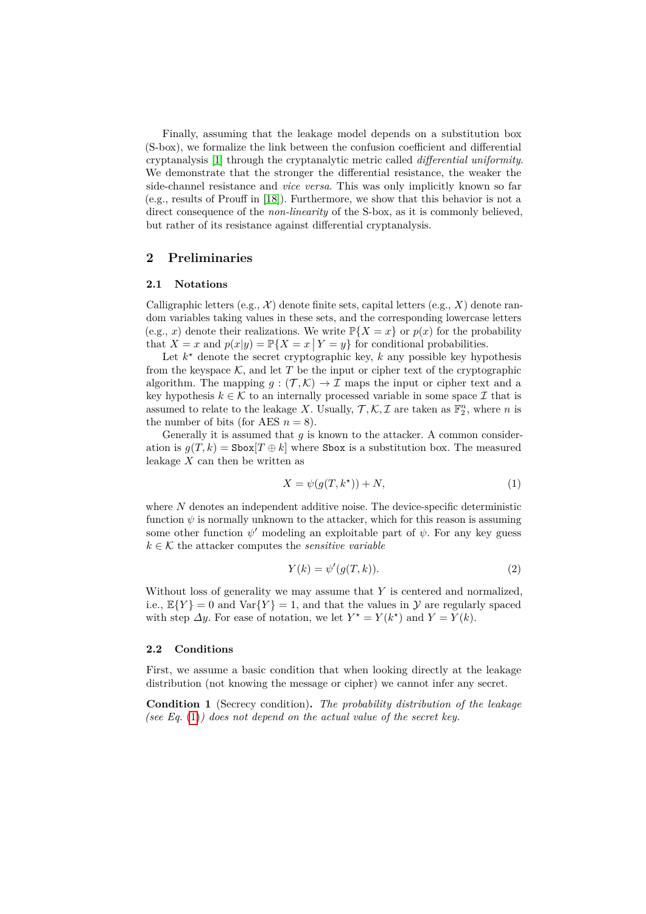Finally, assuming that the leakage model depends on a substitution box (S-box), we formalize the link between the confusion coefficient and differential cryptanalysis [1] through the cryptanalytic metric called *differential uniformity*. We demonstrate that the stronger the differential resistance, the weaker the side-channel resistance and *vice versa*. This was only implicitly known so far (e.g., results of Prouff in [18]). Furthermore, we show that this behavior is not a direct consequence of the *non-linearity* of the S-box, as it is commonly believed, but rather of its resistance against differential cryptanalysis.

## 2 Preliminaries

### 2.1 Notations

Calligraphic letters (e.g., $\mathcal{X}$) denote finite sets, capital letters (e.g., $X$) denote random variables taking values in these sets, and the corresponding lowercase letters (e.g., $x$) denote their realizations. We write $\mathbb{P}\{X = x\}$ or $p(x)$ for the probability that $X = x$ and $p(x|y) = \mathbb{P}\{X = x \,|\, Y = y\}$ for conditional probabilities.

Let $k^\star$ denote the secret cryptographic key, $k$ any possible key hypothesis from the keyspace $\mathcal{K}$, and let $T$ be the input or cipher text of the cryptographic algorithm. The mapping $g : (\mathcal{T}, \mathcal{K}) \to \mathcal{I}$ maps the input or cipher text and a key hypothesis $k \in \mathcal{K}$ to an internally processed variable in some space $\mathcal{I}$ that is assumed to relate to the leakage $X$. Usually, $\mathcal{T}, \mathcal{K}, \mathcal{I}$ are taken as $\mathbb{F}_2^n$, where $n$ is the number of bits (for AES $n = 8$).

Generally it is assumed that $g$ is known to the attacker. A common consideration is $g(T, k) = \texttt{Sbox}[T \oplus k]$ where `Sbox` is a substitution box. The measured leakage $X$ can then be written as

$$X = \psi(g(T, k^\star)) + N, \tag{1}$$

where $N$ denotes an independent additive noise. The device-specific deterministic function $\psi$ is normally unknown to the attacker, which for this reason is assuming some other function $\psi'$ modeling an exploitable part of $\psi$. For any key guess $k \in \mathcal{K}$ the attacker computes the *sensitive variable*

$$Y(k) = \psi'(g(T, k)). \tag{2}$$

Without loss of generality we may assume that $Y$ is centered and normalized, i.e., $\mathbb{E}\{Y\} = 0$ and $\mathrm{Var}\{Y\} = 1$, and that the values in $\mathcal{Y}$ are regularly spaced with step $\varDelta y$. For ease of notation, we let $Y^\star = Y(k^\star)$ and $Y = Y(k)$.

### 2.2 Conditions

First, we assume a basic condition that when looking directly at the leakage distribution (not knowing the message or cipher) we cannot infer any secret.

**Condition 1** (Secrecy condition)**.** *The probability distribution of the leakage (see Eq. (1)) does not depend on the actual value of the secret key.*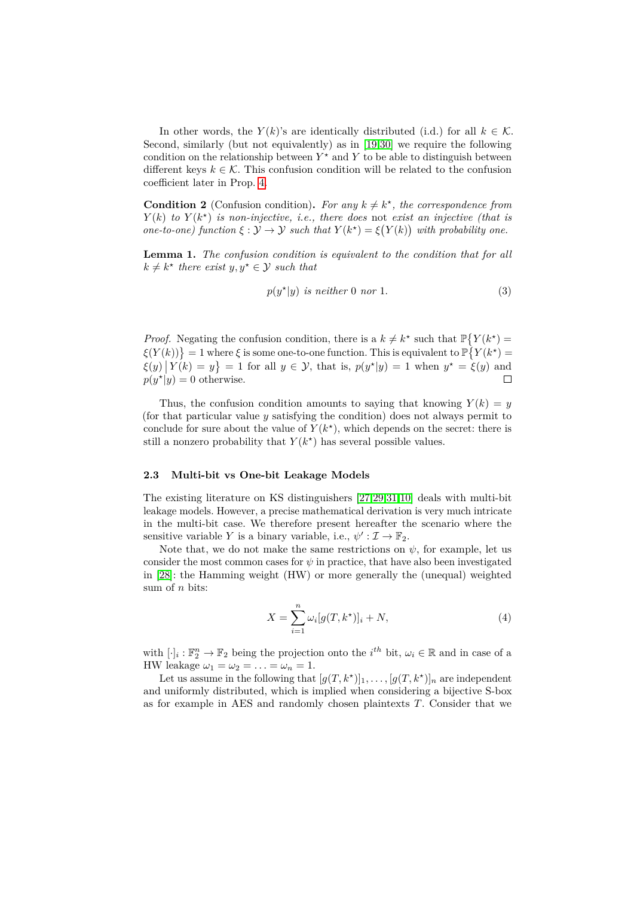In other words, the $Y(k)$'s are identically distributed (i.d.) for all $k \in \mathcal{K}$. Second, similarly (but not equivalently) as in [19,30] we require the following condition on the relationship between $Y^\star$ and $Y$ to be able to distinguish between different keys $k \in \mathcal{K}$. This confusion condition will be related to the confusion coefficient later in Prop. 4.

**Condition 2** (Confusion condition)**.** *For any $k \neq k^\star$, the correspondence from $Y(k)$ to $Y(k^\star)$ is non-injective, i.e., there does* not *exist an injective (that is one-to-one) function $\xi : \mathcal{Y} \to \mathcal{Y}$ such that $Y(k^\star) = \xi\big(Y(k)\big)$ with probability one.*

**Lemma 1.** *The confusion condition is equivalent to the condition that for all $k \neq k^\star$ there exist $y, y^\star \in \mathcal{Y}$ such that*

$$p(y^\star|y) \text{ is neither } 0 \text{ nor } 1. \tag{3}$$

*Proof.* Negating the confusion condition, there is a $k \neq k^\star$ such that $\mathbb{P}\big\{Y(k^\star) = \xi(Y(k))\big\} = 1$ where $\xi$ is some one-to-one function. This is equivalent to $\mathbb{P}\big\{Y(k^\star) = \xi(y) \,\big|\, Y(k) = y\big\} = 1$ for all $y \in \mathcal{Y}$, that is, $p(y^\star|y) = 1$ when $y^\star = \xi(y)$ and $p(y^\star|y) = 0$ otherwise. ◻

Thus, the confusion condition amounts to saying that knowing $Y(k) = y$ (for that particular value $y$ satisfying the condition) does not always permit to conclude for sure about the value of $Y(k^\star)$, which depends on the secret: there is still a nonzero probability that $Y(k^\star)$ has several possible values.

### 2.3 Multi-bit vs One-bit Leakage Models

The existing literature on KS distinguishers [27,29,31,10] deals with multi-bit leakage models. However, a precise mathematical derivation is very much intricate in the multi-bit case. We therefore present hereafter the scenario where the sensitive variable $Y$ is a binary variable, i.e., $\psi' : \mathcal{I} \to \mathbb{F}_2$.

Note that, we do not make the same restrictions on $\psi$, for example, let us consider the most common cases for $\psi$ in practice, that have also been investigated in [28]: the Hamming weight (HW) or more generally the (unequal) weighted sum of $n$ bits:

$$X = \sum_{i=1}^{n} \omega_i [g(T, k^\star)]_i + N, \tag{4}$$

with $[\cdot]_i : \mathbb{F}_2^n \to \mathbb{F}_2$ being the projection onto the $i^{th}$ bit, $\omega_i \in \mathbb{R}$ and in case of a HW leakage $\omega_1 = \omega_2 = \ldots = \omega_n = 1$.

Let us assume in the following that $[g(T, k^\star)]_1, \ldots, [g(T, k^\star)]_n$ are independent and uniformly distributed, which is implied when considering a bijective S-box as for example in AES and randomly chosen plaintexts $T$. Consider that we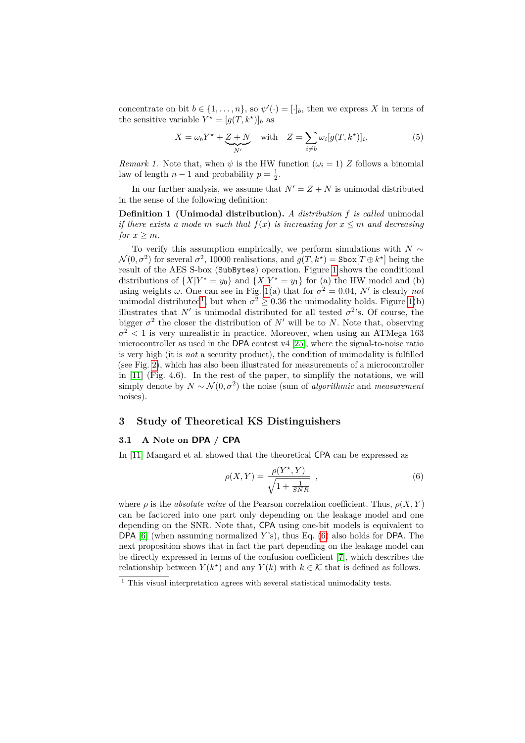concentrate on bit $b \in \{1, \ldots, n\}$, so $\psi'(\cdot) = [\cdot]_b$, then we express $X$ in terms of the sensitive variable $Y^\star = [g(T, k^\star)]_b$ as

$$X = \omega_b Y^\star + \underbrace{Z + N}_{N'} \quad \text{with} \quad Z = \sum_{i \neq b} \omega_i [g(T, k^\star)]_i. \tag{5}$$

*Remark 1.* Note that, when $\psi$ is the HW function ($\omega_i = 1$) $Z$ follows a binomial law of length $n-1$ and probability $p = \frac{1}{2}$.

In our further analysis, we assume that $N' = Z + N$ is unimodal distributed in the sense of the following definition:

**Definition 1 (Unimodal distribution).** *A distribution $f$ is called* unimodal *if there exists a mode $m$ such that $f(x)$ is increasing for $x \leq m$ and decreasing for $x \geq m$.*

To verify this assumption empirically, we perform simulations with $N \sim \mathcal{N}(0, \sigma^2)$ for several $\sigma^2$, 10000 realisations, and $g(T, k^\star) = \texttt{Sbox}[T \oplus k^\star]$ being the result of the AES S-box (`SubBytes`) operation. Figure 1 shows the conditional distributions of $\{X|Y^\star = y_0\}$ and $\{X|Y^\star = y_1\}$ for (a) the HW model and (b) using weights $\omega$. One can see in Fig. 1(a) that for $\sigma^2 = 0.04$, $N'$ is clearly *not* unimodal distributed[1], but when $\sigma^2 \geq 0.36$ the unimodality holds. Figure 1(b) illustrates that $N'$ is unimodal distributed for all tested $\sigma^2$'s. Of course, the bigger $\sigma^2$ the closer the distribution of $N'$ will be to $N$. Note that, observing $\sigma^2 < 1$ is very unrealistic in practice. Moreover, when using an ATMega 163 microcontroller as used in the DPA contest v4 [25], where the signal-to-noise ratio is very high (it is *not* a security product), the condition of unimodality is fulfilled (see Fig. 2), which has also been illustrated for measurements of a microcontroller in [11] (Fig. 4.6). In the rest of the paper, to simplify the notations, we will simply denote by $N \sim \mathcal{N}(0, \sigma^2)$ the noise (sum of *algorithmic* and *measurement* noises).

## 3 Study of Theoretical KS Distinguishers

### 3.1 A Note on DPA / CPA

In [11] Mangard et al. showed that the theoretical CPA can be expressed as

$$\rho(X, Y) = \frac{\rho(Y^\star, Y)}{\sqrt{1 + \frac{1}{SNR}}} \quad , \tag{6}$$

where $\rho$ is the *absolute value* of the Pearson correlation coefficient. Thus, $\rho(X, Y)$ can be factored into one part only depending on the leakage model and one depending on the SNR. Note that, CPA using one-bit models is equivalent to DPA [6] (when assuming normalized $Y$'s), thus Eq. (6) also holds for DPA. The next proposition shows that in fact the part depending on the leakage model can be directly expressed in terms of the confusion coefficient [7], which describes the relationship between $Y(k^\star)$ and any $Y(k)$ with $k \in \mathcal{K}$ that is defined as follows.

[1] This visual interpretation agrees with several statistical unimodality tests.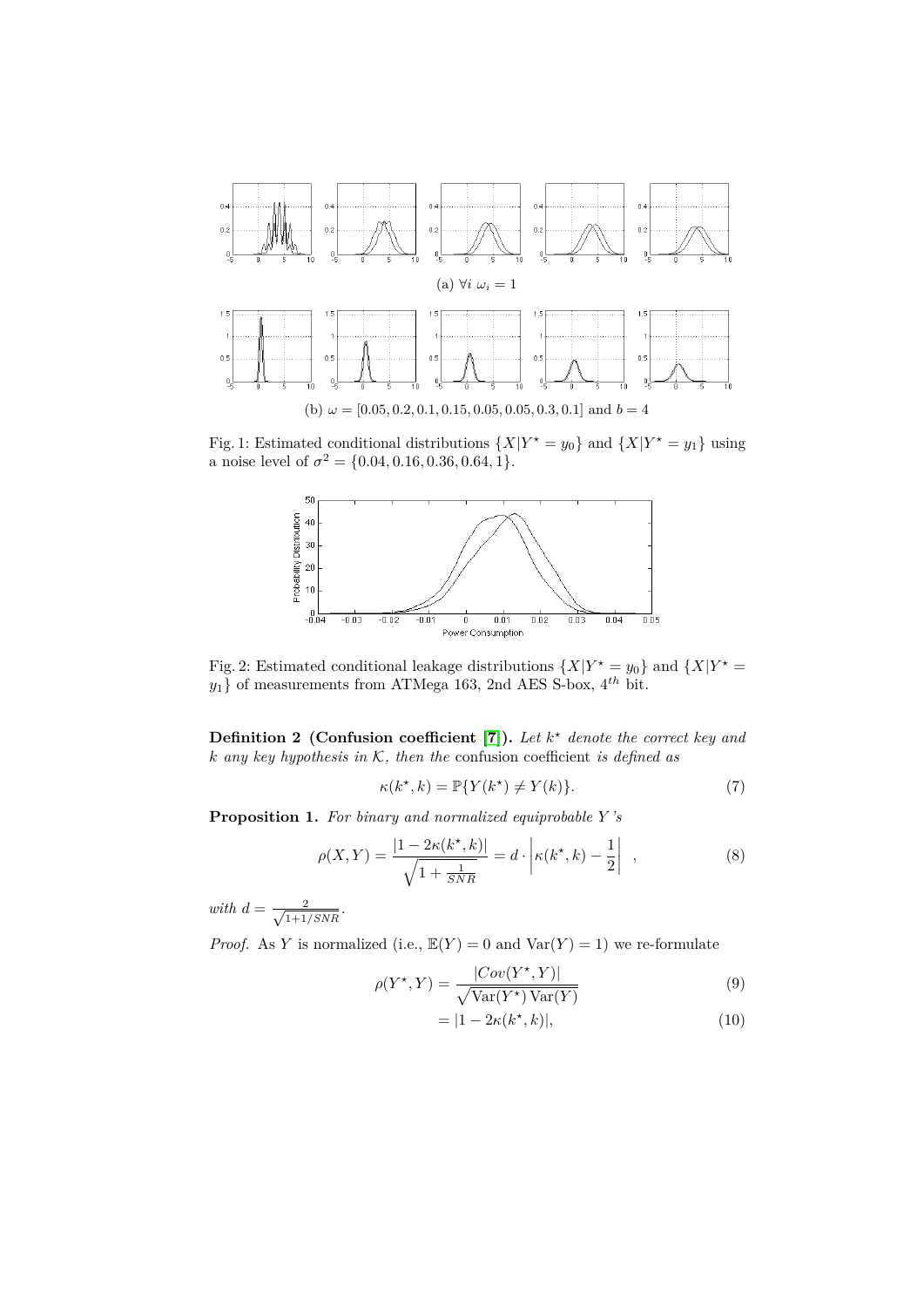(a) $\forall i \ \omega_i = 1$

(b) $\omega = [0.05, 0.2, 0.1, 0.15, 0.05, 0.05, 0.3, 0.1]$ and $b = 4$

Fig. 1: Estimated conditional distributions $\{X|Y^\star = y_0\}$ and $\{X|Y^\star = y_1\}$ using a noise level of $\sigma^2 = \{0.04, 0.16, 0.36, 0.64, 1\}$.

Fig. 2: Estimated conditional leakage distributions $\{X|Y^\star = y_0\}$ and $\{X|Y^\star = y_1\}$ of measurements from ATMega 163, 2nd AES S-box, $4^{th}$ bit.

**Definition 2 (Confusion coefficient [7]).** *Let $k^\star$ denote the correct key and $k$ any key hypothesis in $\mathcal{K}$, then the* confusion coefficient *is defined as*

$$\kappa(k^\star, k) = \mathbb{P}\{Y(k^\star) \neq Y(k)\}. \tag{7}$$

**Proposition 1.** *For binary and normalized equiprobable $Y$'s*

$$\rho(X, Y) = \frac{|1 - 2\kappa(k^\star, k)|}{\sqrt{1 + \frac{1}{SNR}}} = d \cdot \left| \kappa(k^\star, k) - \frac{1}{2} \right| \ , \tag{8}$$

*with $d = \frac{2}{\sqrt{1+1/SNR}}$.*

*Proof.* As $Y$ is normalized (i.e., $\mathbb{E}(Y) = 0$ and $\mathrm{Var}(Y) = 1$) we re-formulate

$$\rho(Y^\star, Y) = \frac{|Cov(Y^\star, Y)|}{\sqrt{\mathrm{Var}(Y^\star)\,\mathrm{Var}(Y)}} \tag{9}$$

$$= |1 - 2\kappa(k^\star, k)|, \tag{10}$$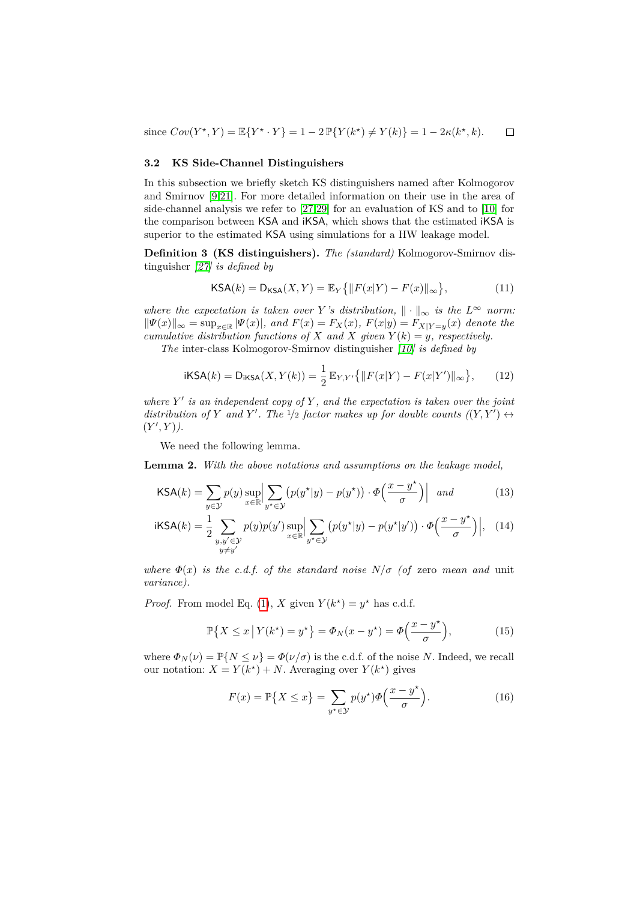since $Cov(Y^\star, Y) = \mathbb{E}\{Y^\star \cdot Y\} = 1 - 2\,\mathbb{P}\{Y(k^\star) \neq Y(k)\} = 1 - 2\kappa(k^\star, k)$. $\square$

### 3.2 KS Side-Channel Distinguishers

In this subsection we briefly sketch KS distinguishers named after Kolmogorov and Smirnov [9,21]. For more detailed information on their use in the area of side-channel analysis we refer to [27,29] for an evaluation of KS and to [10] for the comparison between KSA and iKSA, which shows that the estimated iKSA is superior to the estimated KSA using simulations for a HW leakage model.

**Definition 3 (KS distinguishers).** *The (standard)* Kolmogorov-Smirnov distinguisher *[27] is defined by*

$$\mathsf{KSA}(k) = \mathsf{D}_{\mathsf{KSA}}(X, Y) = \mathbb{E}_Y\big\{\|F(x|Y) - F(x)\|_\infty\big\}, \tag{11}$$

*where the expectation is taken over $Y$'s distribution, $\|\cdot\|_\infty$ is the $L^\infty$ norm: $\|\Psi(x)\|_\infty = \sup_{x\in\mathbb{R}} |\Psi(x)|$, and $F(x) = F_X(x)$, $F(x|y) = F_{X|Y=y}(x)$ denote the cumulative distribution functions of $X$ and $X$ given $Y(k) = y$, respectively.*

*The* inter-class Kolmogorov-Smirnov distinguisher *[10] is defined by*

$$\mathsf{iKSA}(k) = \mathsf{D}_{\mathsf{iKSA}}(X, Y(k)) = \frac{1}{2}\,\mathbb{E}_{Y,Y'}\big\{\|F(x|Y) - F(x|Y')\|_\infty\big\}, \tag{12}$$

*where $Y'$ is an independent copy of $Y$, and the expectation is taken over the joint distribution of $Y$ and $Y'$. The $1/2$ factor makes up for double counts ($(Y, Y') \leftrightarrow (Y', Y)$).*

We need the following lemma.

**Lemma 2.** *With the above notations and assumptions on the leakage model,*

$$\mathsf{KSA}(k) = \sum_{y\in\mathcal{Y}} p(y) \sup_{x\in\mathbb{R}} \Big| \sum_{y^\star\in\mathcal{Y}} \big(p(y^\star|y) - p(y^\star)\big) \cdot \Phi\Big(\frac{x - y^\star}{\sigma}\Big)\Big| \quad \textit{and} \tag{13}$$

$$\mathsf{iKSA}(k) = \frac{1}{2} \sum_{\substack{y,y'\in\mathcal{Y}\\ y\neq y'}} p(y)p(y') \sup_{x\in\mathbb{R}} \Big| \sum_{y^\star\in\mathcal{Y}} \big(p(y^\star|y) - p(y^\star|y')\big) \cdot \Phi\Big(\frac{x - y^\star}{\sigma}\Big)\Big|, \tag{14}$$

*where $\Phi(x)$ is the c.d.f. of the standard noise $N/\sigma$ (of* zero *mean and* unit *variance).*

*Proof.* From model Eq. (1), $X$ given $Y(k^\star) = y^\star$ has c.d.f.

$$\mathbb{P}\big\{X \leq x \,\big|\, Y(k^\star) = y^\star\big\} = \Phi_N(x - y^\star) = \Phi\Big(\frac{x - y^\star}{\sigma}\Big), \tag{15}$$

where $\Phi_N(\nu) = \mathbb{P}\{N \leq \nu\} = \Phi(\nu/\sigma)$ is the c.d.f. of the noise $N$. Indeed, we recall our notation: $X = Y(k^\star) + N$. Averaging over $Y(k^\star)$ gives

$$F(x) = \mathbb{P}\big\{X \leq x\big\} = \sum_{y^\star\in\mathcal{Y}} p(y^\star)\Phi\Big(\frac{x - y^\star}{\sigma}\Big). \tag{16}$$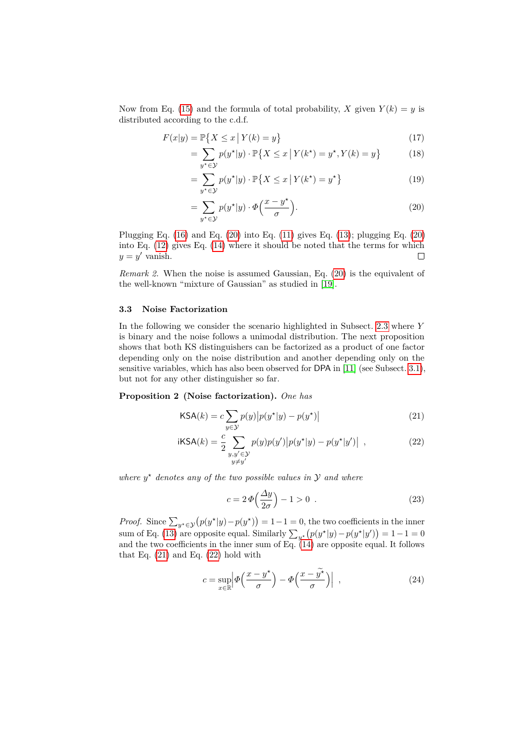Now from Eq. (15) and the formula of total probability, $X$ given $Y(k) = y$ is distributed according to the c.d.f.

$$
\begin{aligned}
F(x|y) &= \mathbb{P}\{X \leq x \,|\, Y(k) = y\} && (17)\\
&= \sum_{y^\star \in \mathcal{Y}} p(y^\star|y) \cdot \mathbb{P}\{X \leq x \,|\, Y(k^\star) = y^\star, Y(k) = y\} && (18)\\
&= \sum_{y^\star \in \mathcal{Y}} p(y^\star|y) \cdot \mathbb{P}\{X \leq x \,|\, Y(k^\star) = y^\star\} && (19)\\
&= \sum_{y^\star \in \mathcal{Y}} p(y^\star|y) \cdot \Phi\Big(\frac{x - y^\star}{\sigma}\Big). && (20)
\end{aligned}
$$

Plugging Eq. (16) and Eq. (20) into Eq. (11) gives Eq. (13); plugging Eq. (20) into Eq. (12) gives Eq. (14) where it should be noted that the terms for which $y = y'$ vanish. □

*Remark 2.* When the noise is assumed Gaussian, Eq. (20) is the equivalent of the well-known "mixture of Gaussian" as studied in [19].

### 3.3 Noise Factorization

In the following we consider the scenario highlighted in Subsect. 2.3 where $Y$ is binary and the noise follows a unimodal distribution. The next proposition shows that both KS distinguishers can be factorized as a product of one factor depending only on the noise distribution and another depending only on the sensitive variables, which has also been observed for DPA in [11] (see Subsect. 3.1), but not for any other distinguisher so far.

**Proposition 2 (Noise factorization).** *One has*

$$
\mathsf{KSA}(k) = c \sum_{y \in \mathcal{Y}} p(y) \big| p(y^\star|y) - p(y^\star) \big| \qquad (21)
$$

$$
\mathsf{iKSA}(k) = \frac{c}{2} \sum_{\substack{y, y' \in \mathcal{Y} \\ y \neq y'}} p(y)p(y') \big| p(y^\star|y) - p(y^\star|y') \big| \ , \qquad (22)
$$

*where $y^\star$ denotes any of the two possible values in $\mathcal{Y}$ and where*

$$
c = 2\,\Phi\Big(\frac{\Delta y}{2\sigma}\Big) - 1 > 0 \ . \qquad (23)
$$

*Proof.* Since $\sum_{y^\star \in \mathcal{Y}} \big(p(y^\star|y) - p(y^\star)\big) = 1 - 1 = 0$, the two coefficients in the inner sum of Eq. (13) are opposite equal. Similarly $\sum_{y^\star} \big(p(y^\star|y) - p(y^\star|y')\big) = 1 - 1 = 0$ and the two coefficients in the inner sum of Eq. (14) are opposite equal. It follows that Eq. (21) and Eq. (22) hold with

$$
c = \sup_{x \in \mathbb{R}} \Big| \Phi\Big(\frac{x - y^\star}{\sigma}\Big) - \Phi\Big(\frac{x - \widetilde{y^\star}}{\sigma}\Big) \Big| \ , \qquad (24)
$$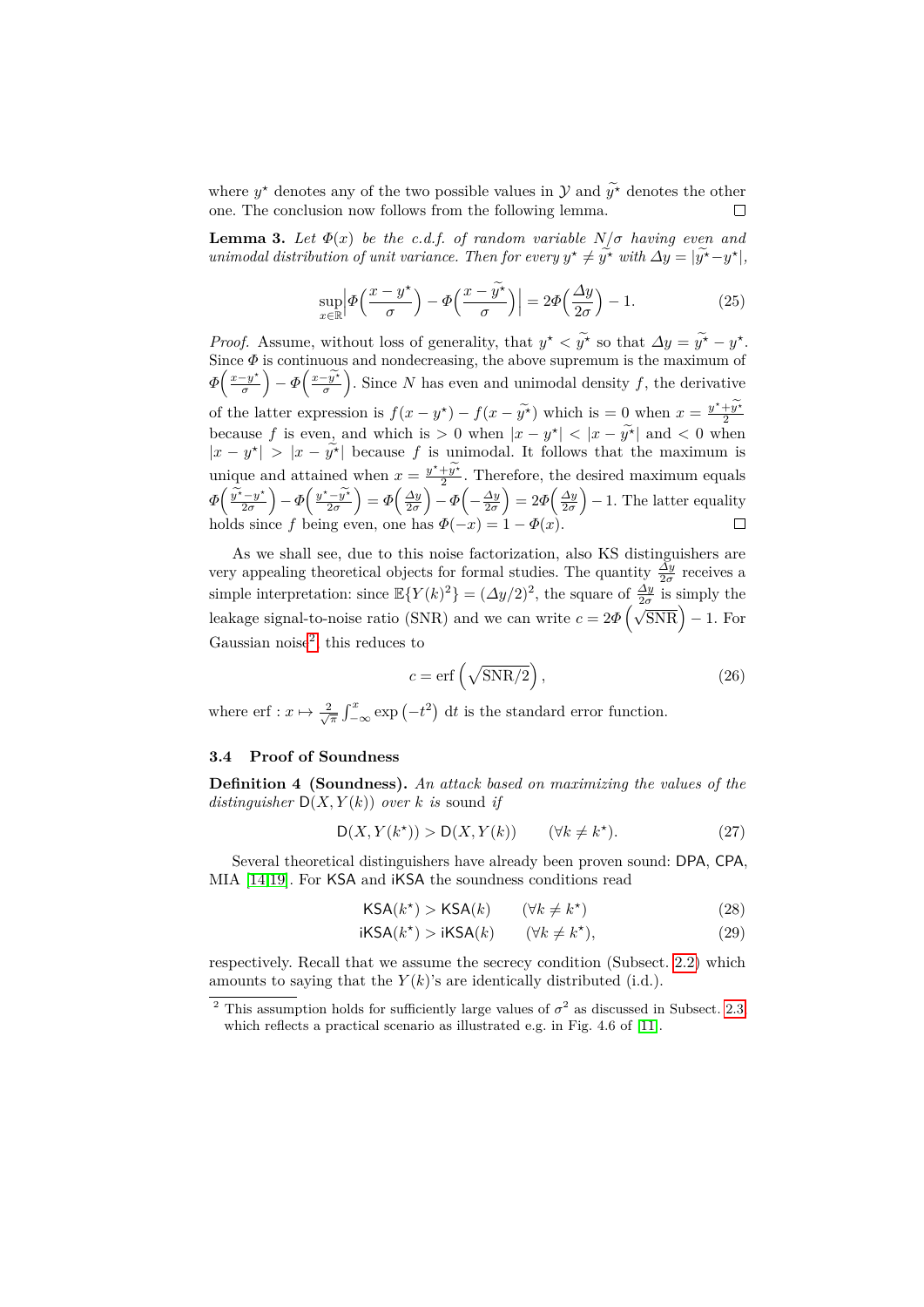where $y^\star$ denotes any of the two possible values in $\mathcal{Y}$ and $\widetilde{y^\star}$ denotes the other one. The conclusion now follows from the following lemma. □

**Lemma 3.** *Let $\Phi(x)$ be the c.d.f. of random variable $N/\sigma$ having even and unimodal distribution of unit variance. Then for every $y^\star \neq \widetilde{y^\star}$ with $\Delta y = |\widetilde{y^\star} - y^\star|$,*

$$\sup_{x\in\mathbb{R}} \Big| \Phi\Big(\frac{x-y^\star}{\sigma}\Big) - \Phi\Big(\frac{x-\widetilde{y^\star}}{\sigma}\Big) \Big| = 2\Phi\Big(\frac{\Delta y}{2\sigma}\Big) - 1. \tag{25}$$

*Proof.* Assume, without loss of generality, that $y^\star < \widetilde{y^\star}$ so that $\Delta y = \widetilde{y^\star} - y^\star$. Since $\Phi$ is continuous and nondecreasing, the above supremum is the maximum of $\Phi\Big(\frac{x-y^\star}{\sigma}\Big) - \Phi\Big(\frac{x-\widetilde{y^\star}}{\sigma}\Big)$. Since $N$ has even and unimodal density $f$, the derivative of the latter expression is $f(x-y^\star) - f(x-\widetilde{y^\star})$ which is $=0$ when $x = \frac{y^\star + \widetilde{y^\star}}{2}$ because $f$ is even, and which is $>0$ when $|x-y^\star| < |x-\widetilde{y^\star}|$ and $<0$ when $|x-y^\star| > |x-\widetilde{y^\star}|$ because $f$ is unimodal. It follows that the maximum is unique and attained when $x = \frac{y^\star+\widetilde{y^\star}}{2}$. Therefore, the desired maximum equals $\Phi\Big(\frac{\widetilde{y^\star}-y^\star}{2\sigma}\Big) - \Phi\Big(\frac{y^\star-\widetilde{y^\star}}{2\sigma}\Big) = \Phi\Big(\frac{\Delta y}{2\sigma}\Big) - \Phi\Big(-\frac{\Delta y}{2\sigma}\Big) = 2\Phi\Big(\frac{\Delta y}{2\sigma}\Big) - 1$. The latter equality holds since $f$ being even, one has $\Phi(-x) = 1 - \Phi(x)$. □

As we shall see, due to this noise factorization, also KS distinguishers are very appealing theoretical objects for formal studies. The quantity $\frac{\Delta y}{2\sigma}$ receives a simple interpretation: since $\mathbb{E}\{Y(k)^2\} = (\Delta y/2)^2$, the square of $\frac{\Delta y}{2\sigma}$ is simply the leakage signal-to-noise ratio (SNR) and we can write $c = 2\Phi\left(\sqrt{\mathrm{SNR}}\right) - 1$. For Gaussian noise[2] this reduces to

$$c = \mathrm{erf}\left(\sqrt{\mathrm{SNR}/2}\right), \tag{26}$$

where $\mathrm{erf} : x \mapsto \frac{2}{\sqrt{\pi}} \int_{-\infty}^{x} \exp\left(-t^2\right)\, \mathrm{d}t$ is the standard error function.

### 3.4 Proof of Soundness

**Definition 4 (Soundness).** *An attack based on maximizing the values of the distinguisher $\mathsf{D}(X, Y(k))$ over $k$ is* sound *if*

$$\mathsf{D}(X, Y(k^\star)) > \mathsf{D}(X, Y(k)) \qquad (\forall k \neq k^\star). \tag{27}$$

Several theoretical distinguishers have already been proven sound: DPA, CPA, MIA [14,19]. For KSA and iKSA the soundness conditions read

$$\mathsf{KSA}(k^\star) > \mathsf{KSA}(k) \qquad (\forall k \neq k^\star) \tag{28}$$

$$\mathsf{iKSA}(k^\star) > \mathsf{iKSA}(k) \qquad (\forall k \neq k^\star), \tag{29}$$

respectively. Recall that we assume the secrecy condition (Subsect. 2.2) which amounts to saying that the $Y(k)$'s are identically distributed (i.d.).

[2] This assumption holds for sufficiently large values of $\sigma^2$ as discussed in Subsect. 2.3 which reflects a practical scenario as illustrated e.g. in Fig. 4.6 of [11].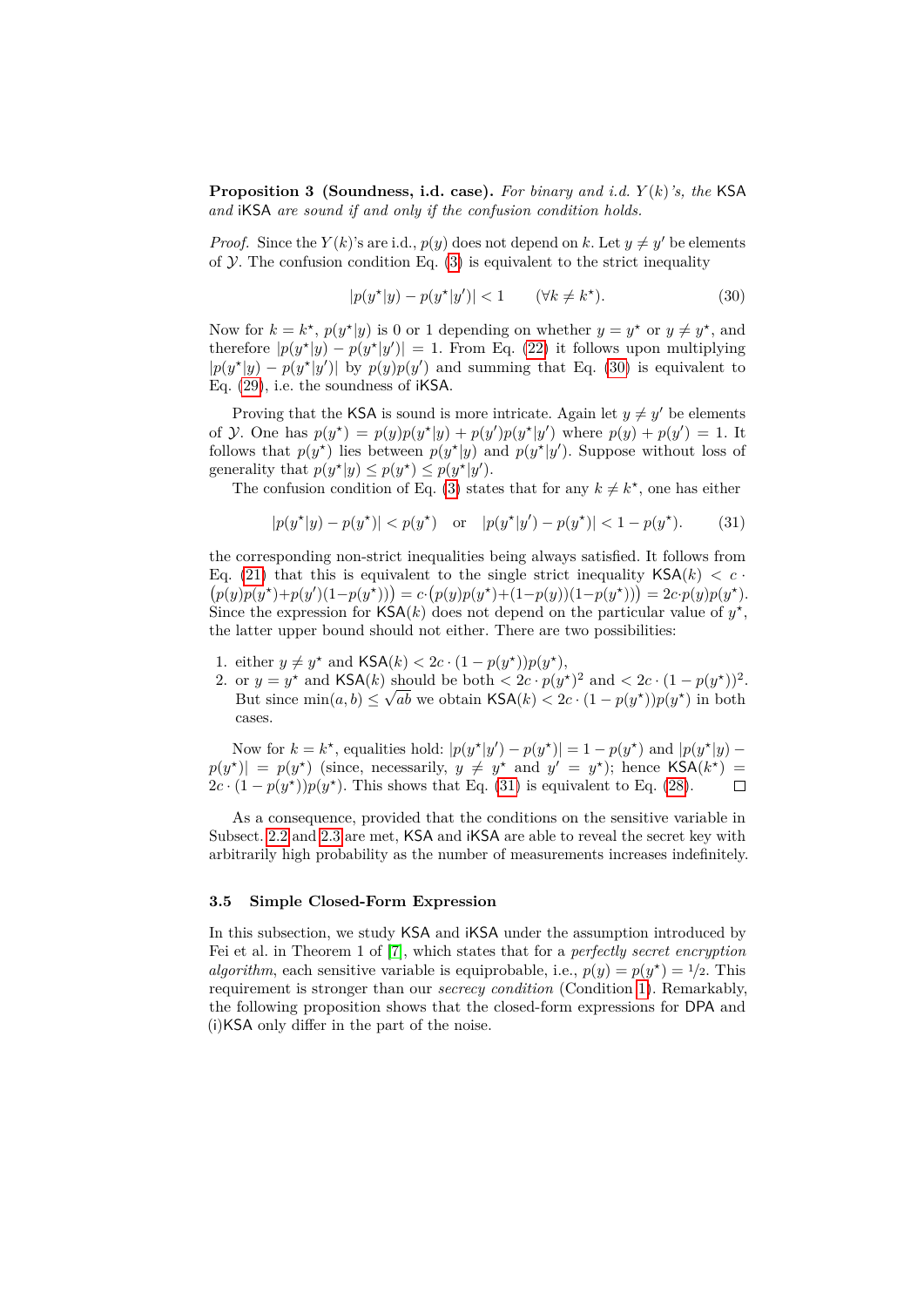**Proposition 3 (Soundness, i.d. case).** *For binary and i.d. $Y(k)$'s, the* KSA *and* iKSA *are sound if and only if the confusion condition holds.*

*Proof.* Since the $Y(k)$'s are i.d., $p(y)$ does not depend on $k$. Let $y \neq y'$ be elements of $\mathcal{Y}$. The confusion condition Eq. (3) is equivalent to the strict inequality

$$|p(y^\star|y) - p(y^\star|y')| < 1 \qquad (\forall k \neq k^\star). \tag{30}$$

Now for $k = k^\star$, $p(y^\star|y)$ is 0 or 1 depending on whether $y = y^\star$ or $y \neq y^\star$, and therefore $|p(y^\star|y) - p(y^\star|y')| = 1$. From Eq. (22) it follows upon multiplying $|p(y^\star|y) - p(y^\star|y')|$ by $p(y)p(y')$ and summing that Eq. (30) is equivalent to Eq. (29), i.e. the soundness of iKSA.

Proving that the KSA is sound is more intricate. Again let $y \neq y'$ be elements of $\mathcal{Y}$. One has $p(y^\star) = p(y)p(y^\star|y) + p(y')p(y^\star|y')$ where $p(y) + p(y') = 1$. It follows that $p(y^\star)$ lies between $p(y^\star|y)$ and $p(y^\star|y')$. Suppose without loss of generality that $p(y^\star|y) \leq p(y^\star) \leq p(y^\star|y')$.

The confusion condition of Eq. (3) states that for any $k \neq k^\star$, one has either

$$|p(y^\star|y) - p(y^\star)| < p(y^\star) \quad \text{or} \quad |p(y^\star|y') - p(y^\star)| < 1 - p(y^\star). \tag{31}$$

the corresponding non-strict inequalities being always satisfied. It follows from Eq. (21) that this is equivalent to the single strict inequality $\mathsf{KSA}(k) < c \cdot \big(p(y)p(y^\star) + p(y')(1-p(y^\star))\big) = c \cdot \big(p(y)p(y^\star) + (1-p(y))(1-p(y^\star))\big) = 2c \cdot p(y)p(y^\star)$. Since the expression for $\mathsf{KSA}(k)$ does not depend on the particular value of $y^\star$, the latter upper bound should not either. There are two possibilities:

1. either $y \neq y^\star$ and $\mathsf{KSA}(k) < 2c \cdot (1 - p(y^\star))p(y^\star)$,
2. or $y = y^\star$ and $\mathsf{KSA}(k)$ should be both $< 2c \cdot p(y^\star)^2$ and $< 2c \cdot (1 - p(y^\star))^2$. But since $\min(a, b) \leq \sqrt{ab}$ we obtain $\mathsf{KSA}(k) < 2c \cdot (1 - p(y^\star))p(y^\star)$ in both cases.

Now for $k = k^\star$, equalities hold: $|p(y^\star|y') - p(y^\star)| = 1 - p(y^\star)$ and $|p(y^\star|y) - p(y^\star)| = p(y^\star)$ (since, necessarily, $y \neq y^\star$ and $y' = y^\star$); hence $\mathsf{KSA}(k^\star) = 2c \cdot (1 - p(y^\star))p(y^\star)$. This shows that Eq. (31) is equivalent to Eq. (28). □

As a consequence, provided that the conditions on the sensitive variable in Subsect. 2.2 and 2.3 are met, KSA and iKSA are able to reveal the secret key with arbitrarily high probability as the number of measurements increases indefinitely.

### 3.5 Simple Closed-Form Expression

In this subsection, we study KSA and iKSA under the assumption introduced by Fei et al. in Theorem 1 of [7], which states that for a *perfectly secret encryption algorithm*, each sensitive variable is equiprobable, i.e., $p(y) = p(y^\star) = 1/2$. This requirement is stronger than our *secrecy condition* (Condition 1). Remarkably, the following proposition shows that the closed-form expressions for DPA and (i)KSA only differ in the part of the noise.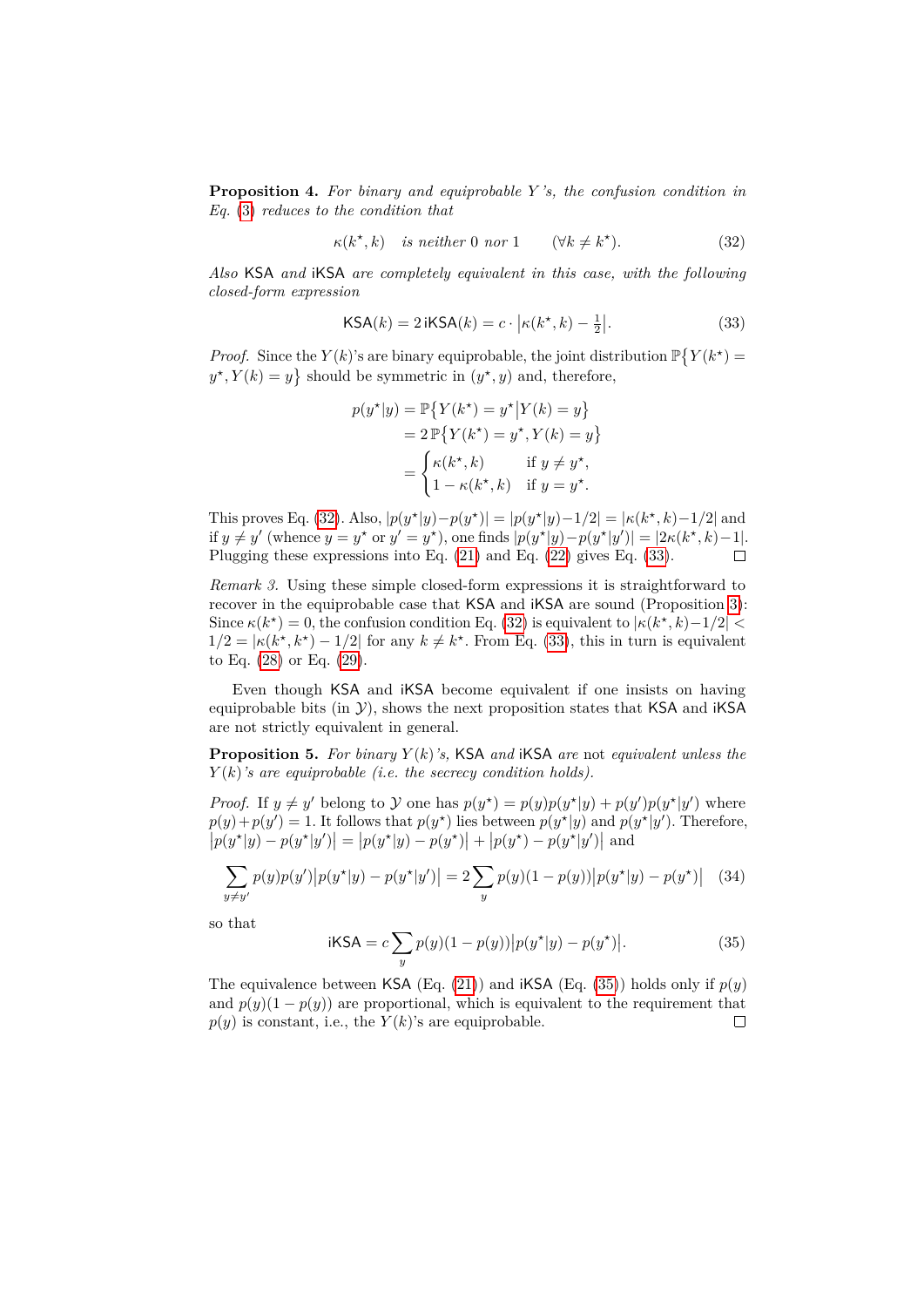**Proposition 4.** *For binary and equiprobable $Y$'s, the confusion condition in Eq. (3) reduces to the condition that*

$$\kappa(k^\star, k) \quad \text{is neither } 0 \text{ nor } 1 \qquad (\forall k \neq k^\star). \tag{32}$$

*Also* KSA *and* iKSA *are completely equivalent in this case, with the following closed-form expression*

$$\mathsf{KSA}(k) = 2\,\mathsf{iKSA}(k) = c \cdot \left|\kappa(k^\star, k) - \tfrac{1}{2}\right|. \tag{33}$$

*Proof.* Since the $Y(k)$'s are binary equiprobable, the joint distribution $\mathbb{P}\{Y(k^\star) = y^\star, Y(k) = y\}$ should be symmetric in $(y^\star, y)$ and, therefore,

$$\begin{aligned}
p(y^\star|y) &= \mathbb{P}\{Y(k^\star) = y^\star \big| Y(k) = y\} \\
&= 2\,\mathbb{P}\{Y(k^\star) = y^\star, Y(k) = y\} \\
&= \begin{cases} \kappa(k^\star, k) & \text{if } y \neq y^\star, \\ 1 - \kappa(k^\star, k) & \text{if } y = y^\star. \end{cases}
\end{aligned}$$

This proves Eq. (32). Also, $|p(y^\star|y) - p(y^\star)| = |p(y^\star|y) - 1/2| = |\kappa(k^\star, k) - 1/2|$ and if $y \neq y'$ (whence $y = y^\star$ or $y' = y^\star$), one finds $|p(y^\star|y) - p(y^\star|y')| = |2\kappa(k^\star, k) - 1|$. Plugging these expressions into Eq. (21) and Eq. (22) gives Eq. (33). □

*Remark 3.* Using these simple closed-form expressions it is straightforward to recover in the equiprobable case that KSA and iKSA are sound (Proposition 3): Since $\kappa(k^\star) = 0$, the confusion condition Eq. (32) is equivalent to $|\kappa(k^\star, k) - 1/2| < 1/2 = |\kappa(k^\star, k^\star) - 1/2|$ for any $k \neq k^\star$. From Eq. (33), this in turn is equivalent to Eq. (28) or Eq. (29).

Even though KSA and iKSA become equivalent if one insists on having equiprobable bits (in $\mathcal{Y}$), shows the next proposition states that KSA and iKSA are not strictly equivalent in general.

**Proposition 5.** *For binary $Y(k)$'s,* KSA *and* iKSA *are not equivalent unless the $Y(k)$'s are equiprobable (i.e. the secrecy condition holds).*

*Proof.* If $y \neq y'$ belong to $\mathcal{Y}$ one has $p(y^\star) = p(y)p(y^\star|y) + p(y')p(y^\star|y')$ where $p(y) + p(y') = 1$. It follows that $p(y^\star)$ lies between $p(y^\star|y)$ and $p(y^\star|y')$. Therefore, $\big|p(y^\star|y) - p(y^\star|y')\big| = \big|p(y^\star|y) - p(y^\star)\big| + \big|p(y^\star) - p(y^\star|y')\big|$ and

$$\sum_{y \neq y'} p(y)p(y')\big|p(y^\star|y) - p(y^\star|y')\big| = 2\sum_{y} p(y)(1 - p(y))\big|p(y^\star|y) - p(y^\star)\big| \tag{34}$$

so that

$$\mathsf{iKSA} = c\sum_{y} p(y)(1 - p(y))\big|p(y^\star|y) - p(y^\star)\big|. \tag{35}$$

The equivalence between KSA (Eq. (21)) and iKSA (Eq. (35)) holds only if $p(y)$ and $p(y)(1 - p(y))$ are proportional, which is equivalent to the requirement that $p(y)$ is constant, i.e., the $Y(k)$'s are equiprobable. □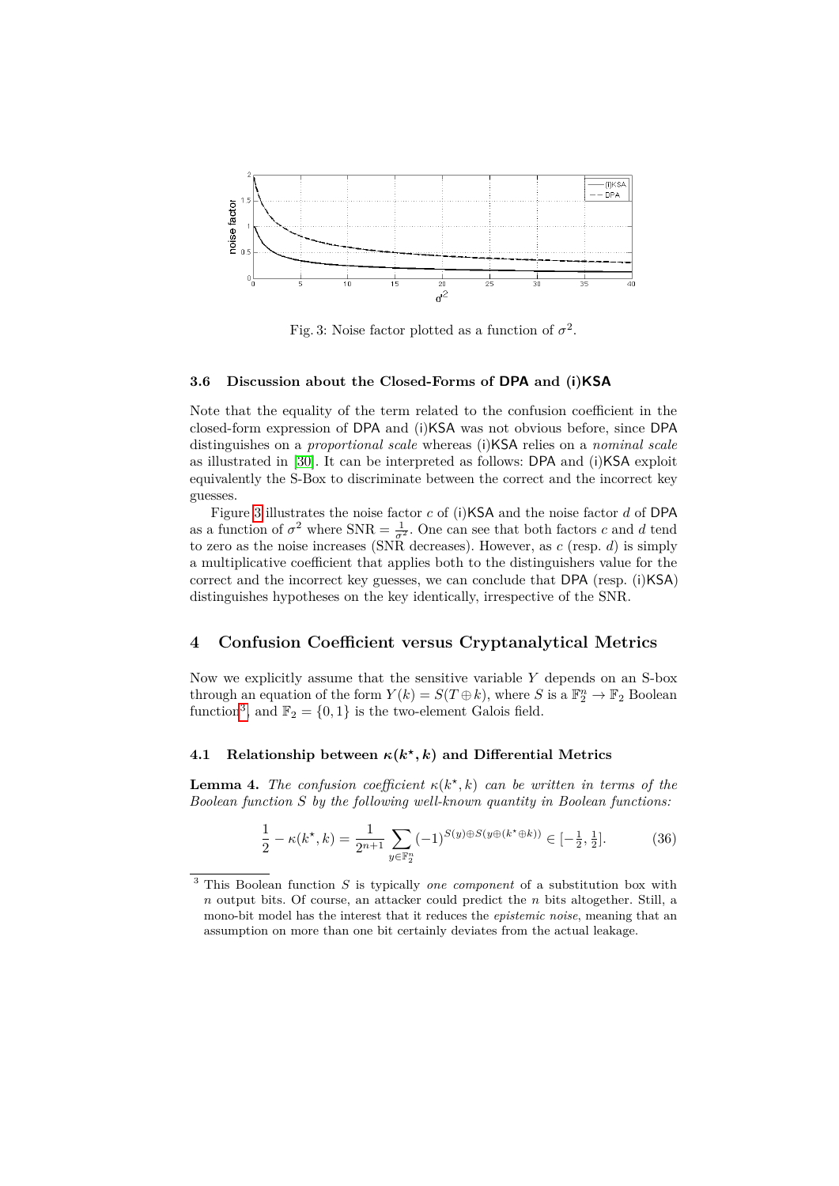Fig. 3: Noise factor plotted as a function of $\sigma^2$.

### 3.6 Discussion about the Closed-Forms of DPA and (i)KSA

Note that the equality of the term related to the confusion coefficient in the closed-form expression of DPA and (i)KSA was not obvious before, since DPA distinguishes on a *proportional scale* whereas (i)KSA relies on a *nominal scale* as illustrated in [30]. It can be interpreted as follows: DPA and (i)KSA exploit equivalently the S-Box to discriminate between the correct and the incorrect key guesses.

Figure 3 illustrates the noise factor $c$ of (i)KSA and the noise factor $d$ of DPA as a function of $\sigma^2$ where $\text{SNR} = \frac{1}{\sigma^2}$. One can see that both factors $c$ and $d$ tend to zero as the noise increases (SNR decreases). However, as $c$ (resp. $d$) is simply a multiplicative coefficient that applies both to the distinguishers value for the correct and the incorrect key guesses, we can conclude that DPA (resp. (i)KSA) distinguishes hypotheses on the key identically, irrespective of the SNR.

## 4 Confusion Coefficient versus Cryptanalytical Metrics

Now we explicitly assume that the sensitive variable $Y$ depends on an S-box through an equation of the form $Y(k) = S(T \oplus k)$, where $S$ is a $\mathbb{F}_2^n \to \mathbb{F}_2$ Boolean function[3], and $\mathbb{F}_2 = \{0, 1\}$ is the two-element Galois field.

### 4.1 Relationship between $\kappa(k^\star, k)$ and Differential Metrics

**Lemma 4.** *The confusion coefficient $\kappa(k^\star, k)$ can be written in terms of the Boolean function $S$ by the following well-known quantity in Boolean functions:*

$$\frac{1}{2} - \kappa(k^\star, k) = \frac{1}{2^{n+1}} \sum_{y \in \mathbb{F}_2^n} (-1)^{S(y) \oplus S(y \oplus (k^\star \oplus k))} \in [-\tfrac{1}{2}, \tfrac{1}{2}]. \tag{36}$$

[3] This Boolean function $S$ is typically *one component* of a substitution box with $n$ output bits. Of course, an attacker could predict the $n$ bits altogether. Still, a mono-bit model has the interest that it reduces the *epistemic noise*, meaning that an assumption on more than one bit certainly deviates from the actual leakage.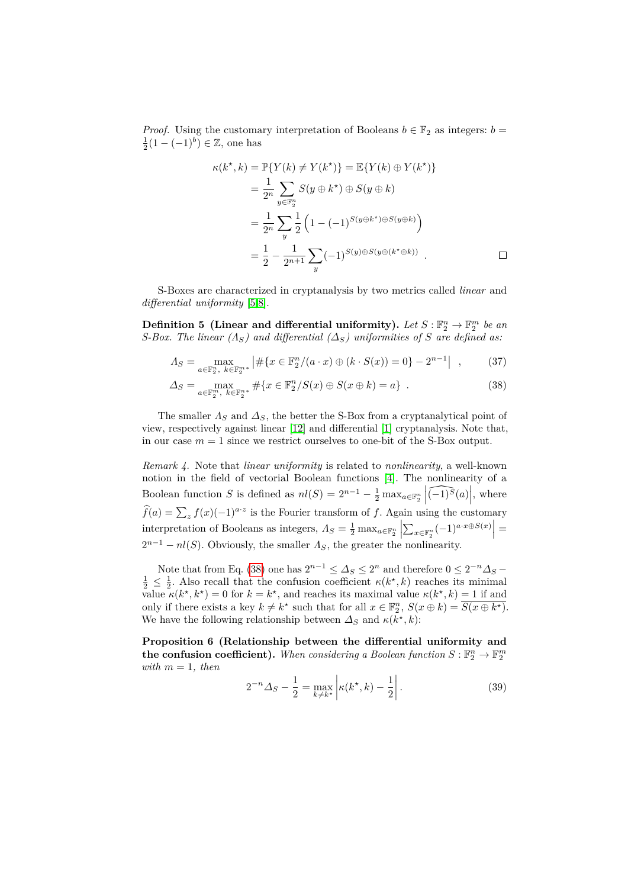*Proof.* Using the customary interpretation of Booleans $b \in \mathbb{F}_2$ as integers: $b = \frac{1}{2}(1-(-1)^b) \in \mathbb{Z}$, one has

$$
\begin{aligned}
\kappa(k^\star, k) &= \mathbb{P}\{Y(k) \neq Y(k^\star)\} = \mathbb{E}\{Y(k) \oplus Y(k^\star)\} \\
&= \frac{1}{2^n} \sum_{y \in \mathbb{F}_2^n} S(y \oplus k^\star) \oplus S(y \oplus k) \\
&= \frac{1}{2^n} \sum_{y} \frac{1}{2}\left(1 - (-1)^{S(y\oplus k^\star)\oplus S(y \oplus k)}\right) \\
&= \frac{1}{2} - \frac{1}{2^{n+1}} \sum_{y} (-1)^{S(y) \oplus S(y \oplus (k^\star \oplus k))} \ . 
\end{aligned}
$$

$\square$

S-Boxes are characterized in cryptanalysis by two metrics called *linear* and *differential uniformity* [5,8].

**Definition 5 (Linear and differential uniformity).** *Let $S : \mathbb{F}_2^n \to \mathbb{F}_2^m$ be an S-Box. The linear ($\Lambda_S$) and differential ($\Delta_S$) uniformities of $S$ are defined as:*

$$\Lambda_S = \max_{a \in \mathbb{F}_2^n,\ k \in \mathbb{F}_2^{m*}} \left| \#\{x \in \mathbb{F}_2^n / (a \cdot x) \oplus (k \cdot S(x)) = 0\} - 2^{n-1} \right| \ , \tag{37}$$

$$\Delta_S = \max_{a \in \mathbb{F}_2^m,\ k \in \mathbb{F}_2^{n*}} \#\{x \in \mathbb{F}_2^n / S(x) \oplus S(x \oplus k) = a\} \ . \tag{38}$$

The smaller $\Lambda_S$ and $\Delta_S$, the better the S-Box from a cryptanalytical point of view, respectively against linear [12] and differential [1] cryptanalysis. Note that, in our case $m = 1$ since we restrict ourselves to one-bit of the S-Box output.

*Remark 4.* Note that *linear uniformity* is related to *nonlinearity*, a well-known notion in the field of vectorial Boolean functions [4]. The nonlinearity of a Boolean function $S$ is defined as $nl(S) = 2^{n-1} - \frac{1}{2} \max_{a \in \mathbb{F}_2^n} \left| \widehat{(-1)^S}(a) \right|$, where $\widehat{f}(a) = \sum_z f(x)(-1)^{a \cdot z}$ is the Fourier transform of $f$. Again using the customary interpretation of Booleans as integers, $\Lambda_S = \frac{1}{2} \max_{a \in \mathbb{F}_2^n} \left| \sum_{x \in \mathbb{F}_2^n} (-1)^{a \cdot x \oplus S(x)} \right| = 2^{n-1} - nl(S)$. Obviously, the smaller $\Lambda_S$, the greater the nonlinearity.

Note that from Eq. (38) one has $2^{n-1} \leq \Delta_S \leq 2^n$ and therefore $0 \leq 2^{-n}\Delta_S - \frac{1}{2} \leq \frac{1}{2}$. Also recall that the confusion coefficient $\kappa(k^\star, k)$ reaches its minimal value $\kappa(k^\star, k^\star) = 0$ for $k = k^\star$, and reaches its maximal value $\kappa(k^\star, k) = 1$ if and only if there exists a key $k \neq k^\star$ such that for all $x \in \mathbb{F}_2^n$, $S(x \oplus k) = \overline{S(x \oplus k^\star)}$. We have the following relationship between $\Delta_S$ and $\kappa(k^\star, k)$:

**Proposition 6 (Relationship between the differential uniformity and the confusion coefficient).** *When considering a Boolean function $S : \mathbb{F}_2^n \to \mathbb{F}_2^m$ with $m = 1$, then*

$$2^{-n}\Delta_S - \frac{1}{2} = \max_{k \neq k^\star} \left| \kappa(k^\star, k) - \frac{1}{2} \right| . \tag{39}$$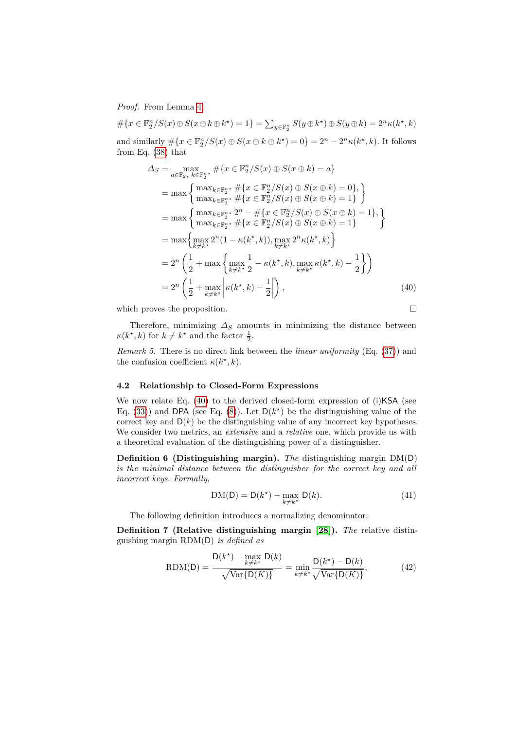*Proof.* From Lemma 4,

$\#\{x \in \mathbb{F}_2^n / S(x) \oplus S(x \oplus k \oplus k^\star) = 1\} = \sum_{y \in \mathbb{F}_2^n} S(y \oplus k^\star) \oplus S(y \oplus k) = 2^n \kappa(k^\star, k)$

and similarly $\#\{x \in \mathbb{F}_2^n / S(x) \oplus S(x \oplus k \oplus k^\star) = 0\} = 2^n - 2^n \kappa(k^\star, k)$. It follows from Eq. (38) that

$$
\begin{aligned}
\Delta_S &= \max_{a \in \mathbb{F}_2,\ k \in \mathbb{F}_2^{n\,*}} \#\{x \in \mathbb{F}_2^n / S(x) \oplus S(x \oplus k) = a\} \\
&= \max \left\{ \begin{array}{l} \max_{k \in \mathbb{F}_2^{n\,*}} \#\{x \in \mathbb{F}_2^n / S(x) \oplus S(x \oplus k) = 0\}, \\ \max_{k \in \mathbb{F}_2^{n\,*}} \#\{x \in \mathbb{F}_2^n / S(x) \oplus S(x \oplus k) = 1\} \end{array} \right\} \\
&= \max \left\{ \begin{array}{l} \max_{k \in \mathbb{F}_2^{n\,*}} 2^n - \#\{x \in \mathbb{F}_2^n / S(x) \oplus S(x \oplus k) = 1\}, \\ \max_{k \in \mathbb{F}_2^{n\,*}} \#\{x \in \mathbb{F}_2^n / S(x) \oplus S(x \oplus k) = 1\} \end{array} \right\} \\
&= \max \left\{ \max_{k \neq k^\star} 2^n (1 - \kappa(k^\star, k)), \max_{k \neq k^\star} 2^n \kappa(k^\star, k) \right\} \\
&= 2^n \left( \frac{1}{2} + \max \left\{ \max_{k \neq k^\star} \frac{1}{2} - \kappa(k^\star, k), \max_{k \neq k^\star} \kappa(k^\star, k) - \frac{1}{2} \right\} \right) \\
&= 2^n \left( \frac{1}{2} + \max_{k \neq k^\star} \left| \kappa(k^\star, k) - \frac{1}{2} \right| \right), \qquad (40)
\end{aligned}
$$

which proves the proposition. □

Therefore, minimizing $\Delta_S$ amounts in minimizing the distance between $\kappa(k^\star, k)$ for $k \neq k^\star$ and the factor $\frac{1}{2}$.

*Remark 5.* There is no direct link between the *linear uniformity* (Eq. (37)) and the confusion coefficient $\kappa(k^\star, k)$.

### 4.2 Relationship to Closed-Form Expressions

We now relate Eq. (40) to the derived closed-form expression of (i)KSA (see Eq. (33)) and DPA (see Eq. (8)). Let $\mathsf{D}(k^\star)$ be the distinguishing value of the correct key and $\mathsf{D}(k)$ be the distinguishing value of any incorrect key hypotheses. We consider two metrics, an *extensive* and a *relative* one, which provide us with a theoretical evaluation of the distinguishing power of a distinguisher.

**Definition 6 (Distinguishing margin).** *The* distinguishing margin $\mathrm{DM}(\mathsf{D})$ *is the minimal distance between the distinguisher for the correct key and all incorrect keys. Formally,*

$$
\mathrm{DM}(\mathsf{D}) = \mathsf{D}(k^\star) - \max_{k \neq k^\star} \mathsf{D}(k). \qquad (41)
$$

The following definition introduces a normalizing denominator:

**Definition 7 (Relative distinguishing margin [28]).** *The* relative distinguishing margin $\mathrm{RDM}(\mathsf{D})$ *is defined as*

$$
\mathrm{RDM}(\mathsf{D}) = \frac{\mathsf{D}(k^\star) - \max_{k \neq k^\star} \mathsf{D}(k)}{\sqrt{\mathrm{Var}\{\mathsf{D}(K)\}}} = \min_{k \neq k^\star} \frac{\mathsf{D}(k^\star) - \mathsf{D}(k)}{\sqrt{\mathrm{Var}\{\mathsf{D}(K)\}}}, \qquad (42)
$$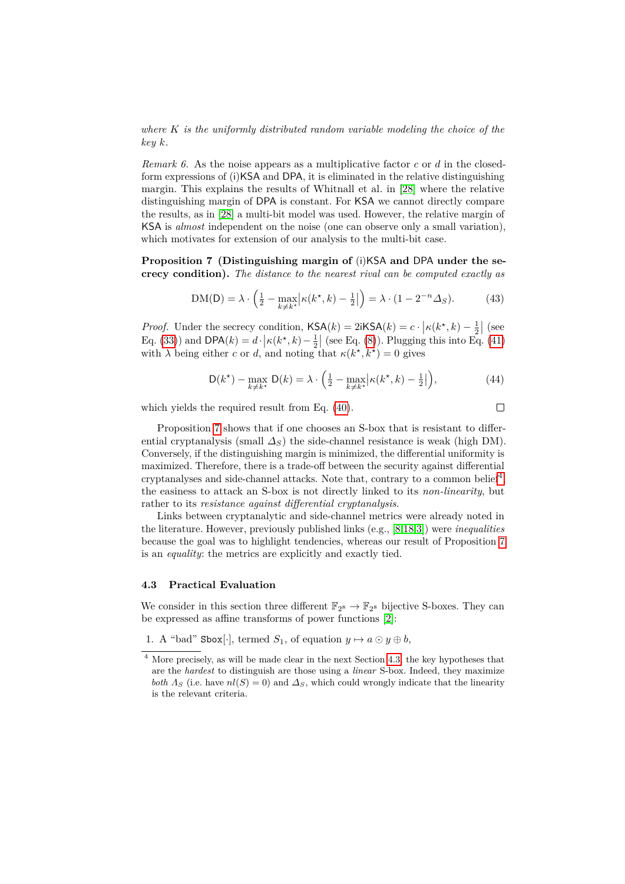*where $K$ is the uniformly distributed random variable modeling the choice of the key $k$.*

*Remark 6.* As the noise appears as a multiplicative factor $c$ or $d$ in the closed-form expressions of (i)KSA and DPA, it is eliminated in the relative distinguishing margin. This explains the results of Whitnall et al. in [28] where the relative distinguishing margin of DPA is constant. For KSA we cannot directly compare the results, as in [28] a multi-bit model was used. However, the relative margin of KSA is *almost* independent on the noise (one can observe only a small variation), which motivates for extension of our analysis to the multi-bit case.

**Proposition 7 (Distinguishing margin of (i)KSA and DPA under the secrecy condition).** *The distance to the nearest rival can be computed exactly as*

$$\mathrm{DM}(\mathsf{D}) = \lambda \cdot \left( \tfrac{1}{2} - \max_{k \neq k^\star} \left| \kappa(k^\star, k) - \tfrac{1}{2} \right| \right) = \lambda \cdot (1 - 2^{-n} \Delta_S). \tag{43}$$

*Proof.* Under the secrecy condition, $\mathsf{KSA}(k) = 2\mathsf{iKSA}(k) = c \cdot \left| \kappa(k^\star, k) - \frac{1}{2} \right|$ (see Eq. (33)) and $\mathsf{DPA}(k) = d \cdot \left| \kappa(k^\star, k) - \frac{1}{2} \right|$ (see Eq. (8)). Plugging this into Eq. (41) with $\lambda$ being either $c$ or $d$, and noting that $\kappa(k^\star, k^\star) = 0$ gives

$$\mathsf{D}(k^\star) - \max_{k \neq k^\star} \mathsf{D}(k) = \lambda \cdot \left( \tfrac{1}{2} - \max_{k \neq k^\star} \left| \kappa(k^\star, k) - \tfrac{1}{2} \right| \right), \tag{44}$$

which yields the required result from Eq. (40). □

Proposition 7 shows that if one chooses an S-box that is resistant to differential cryptanalysis (small $\Delta_S$) the side-channel resistance is weak (high DM). Conversely, if the distinguishing margin is minimized, the differential uniformity is maximized. Therefore, there is a trade-off between the security against differential cryptanalyses and side-channel attacks. Note that, contrary to a common belief[4], the easiness to attack an S-box is not directly linked to its *non-linearity*, but rather to its *resistance against differential cryptanalysis*.

Links between cryptanalytic and side-channel metrics were already noted in the literature. However, previously published links (e.g., [8,18,3]) were *inequalities* because the goal was to highlight tendencies, whereas our result of Proposition 7 is an *equality*: the metrics are explicitly and exactly tied.

### 4.3 Practical Evaluation

We consider in this section three different $\mathbb{F}_{2^s} \to \mathbb{F}_{2^s}$ bijective S-boxes. They can be expressed as affine transforms of power functions [2]:

1. A "bad" $\texttt{Sbox}[\cdot]$, termed $S_1$, of equation $y \mapsto a \odot y \oplus b$,

[4] More precisely, as will be made clear in the next Section 4.3, the key hypotheses that are the *hardest* to distinguish are those using a *linear* S-box. Indeed, they maximize *both* $\Lambda_S$ (i.e. have $nl(S) = 0$) and $\Delta_S$, which could wrongly indicate that the linearity is the relevant criteria.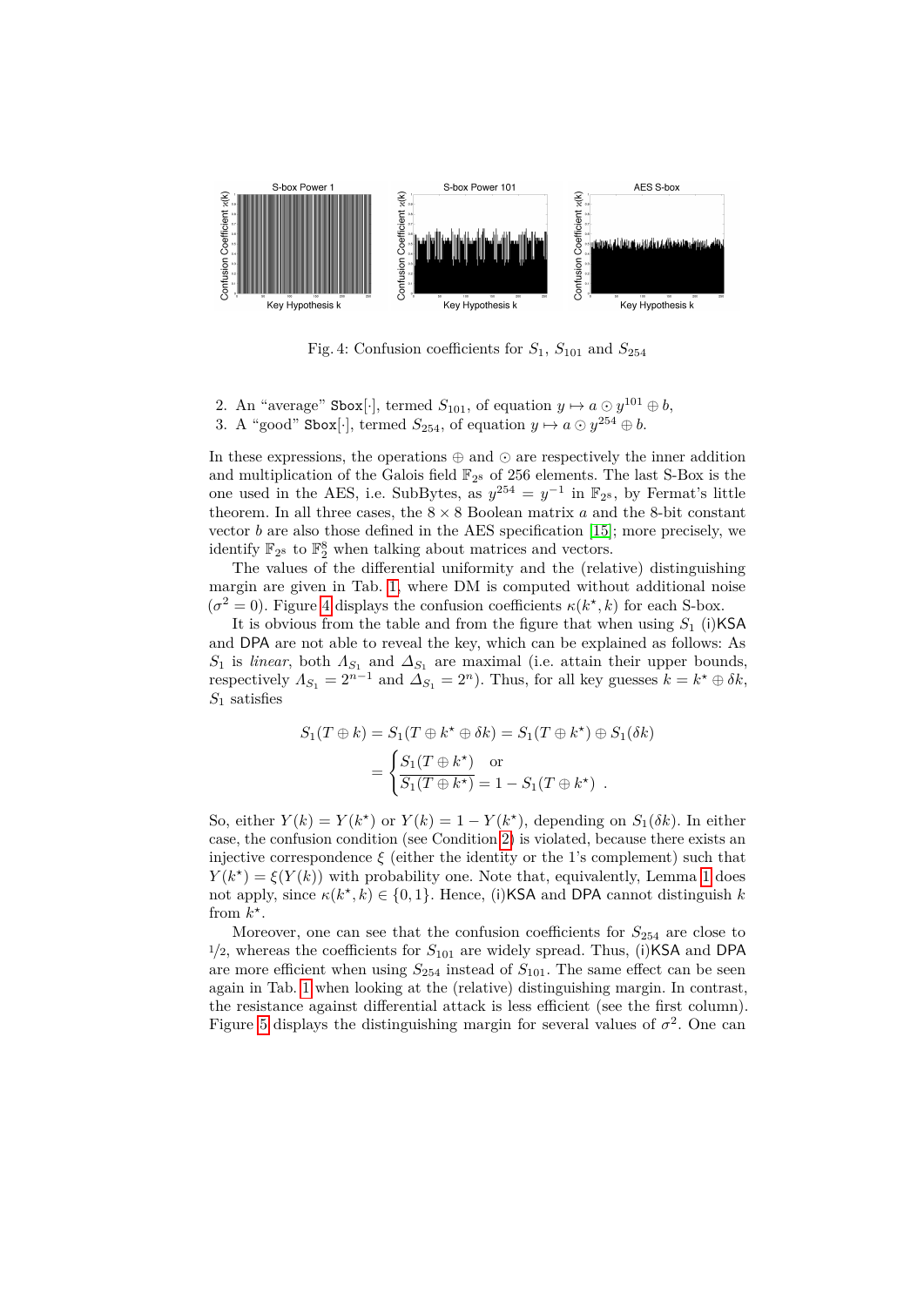Fig. 4: Confusion coefficients for $S_1$, $S_{101}$ and $S_{254}$

2. An "average" Sbox[·], termed $S_{101}$, of equation $y \mapsto a \odot y^{101} \oplus b$,
3. A "good" Sbox[·], termed $S_{254}$, of equation $y \mapsto a \odot y^{254} \oplus b$.

In these expressions, the operations $\oplus$ and $\odot$ are respectively the inner addition and multiplication of the Galois field $\mathbb{F}_{2^8}$ of 256 elements. The last S-Box is the one used in the AES, i.e. SubBytes, as $y^{254} = y^{-1}$ in $\mathbb{F}_{2^8}$, by Fermat's little theorem. In all three cases, the $8 \times 8$ Boolean matrix $a$ and the 8-bit constant vector $b$ are also those defined in the AES specification [15]; more precisely, we identify $\mathbb{F}_{2^8}$ to $\mathbb{F}_2^8$ when talking about matrices and vectors.

The values of the differential uniformity and the (relative) distinguishing margin are given in Tab. 1, where DM is computed without additional noise ($\sigma^2 = 0$). Figure 4 displays the confusion coefficients $\kappa(k^\star, k)$ for each S-box.

It is obvious from the table and from the figure that when using $S_1$ (i)KSA and DPA are not able to reveal the key, which can be explained as follows: As $S_1$ is *linear*, both $\Lambda_{S_1}$ and $\Delta_{S_1}$ are maximal (i.e. attain their upper bounds, respectively $\Lambda_{S_1} = 2^{n-1}$ and $\Delta_{S_1} = 2^n$). Thus, for all key guesses $k = k^\star \oplus \delta k$, $S_1$ satisfies

$$S_1(T \oplus k) = S_1(T \oplus k^\star \oplus \delta k) = S_1(T \oplus k^\star) \oplus S_1(\delta k)$$
$$= \begin{cases} S_1(T \oplus k^\star) & \text{or} \\ \overline{S_1(T \oplus k^\star)} = 1 - S_1(T \oplus k^\star) \end{cases} .$$

So, either $Y(k) = Y(k^\star)$ or $Y(k) = 1 - Y(k^\star)$, depending on $S_1(\delta k)$. In either case, the confusion condition (see Condition 2) is violated, because there exists an injective correspondence $\xi$ (either the identity or the 1's complement) such that $Y(k^\star) = \xi(Y(k))$ with probability one. Note that, equivalently, Lemma 1 does not apply, since $\kappa(k^\star, k) \in \{0, 1\}$. Hence, (i)KSA and DPA cannot distinguish $k$ from $k^\star$.

Moreover, one can see that the confusion coefficients for $S_{254}$ are close to $1/2$, whereas the coefficients for $S_{101}$ are widely spread. Thus, (i)KSA and DPA are more efficient when using $S_{254}$ instead of $S_{101}$. The same effect can be seen again in Tab. 1 when looking at the (relative) distinguishing margin. In contrast, the resistance against differential attack is less efficient (see the first column). Figure 5 displays the distinguishing margin for several values of $\sigma^2$. One can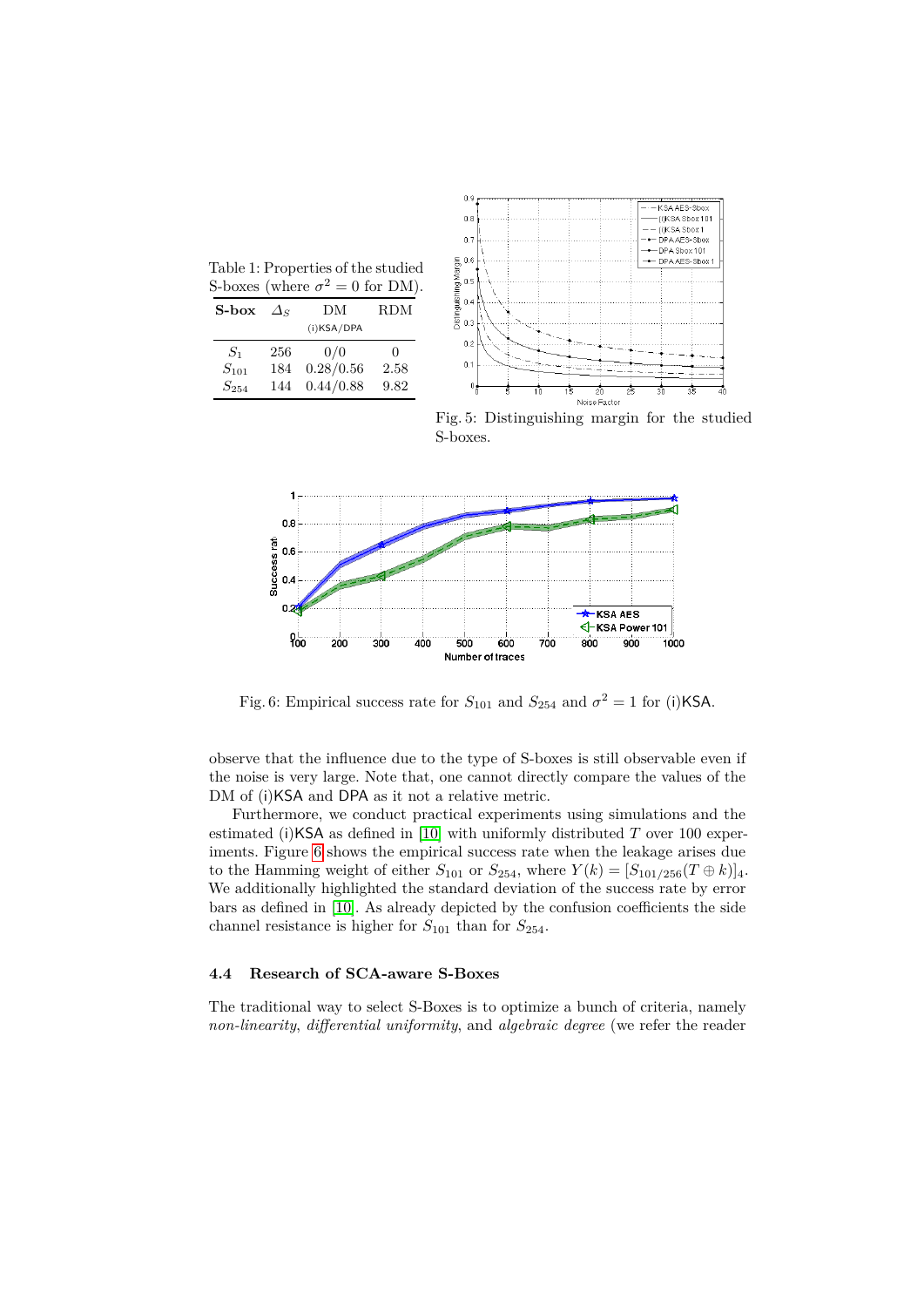Table 1: Properties of the studied S-boxes (where $\sigma^2 = 0$ for DM).

| S-box | $\Delta_S$ | DM (i)KSA/DPA | RDM |
|---|---|---|---|
| $S_1$ | 256 | 0/0 | 0 |
| $S_{101}$ | 184 | 0.28/0.56 | 2.58 |
| $S_{254}$ | 144 | 0.44/0.88 | 9.82 |

Fig. 5: Distinguishing margin for the studied S-boxes.

Fig. 6: Empirical success rate for $S_{101}$ and $S_{254}$ and $\sigma^2 = 1$ for (i)KSA.

observe that the influence due to the type of S-boxes is still observable even if the noise is very large. Note that, one cannot directly compare the values of the DM of (i)KSA and DPA as it not a relative metric.

Furthermore, we conduct practical experiments using simulations and the estimated (i)KSA as defined in [10] with uniformly distributed $T$ over 100 experiments. Figure 6 shows the empirical success rate when the leakage arises due to the Hamming weight of either $S_{101}$ or $S_{254}$, where $Y(k) = [S_{101/256}(T \oplus k)]_4$. We additionally highlighted the standard deviation of the success rate by error bars as defined in [10]. As already depicted by the confusion coefficients the side channel resistance is higher for $S_{101}$ than for $S_{254}$.

### 4.4 Research of SCA-aware S-Boxes

The traditional way to select S-Boxes is to optimize a bunch of criteria, namely *non-linearity*, *differential uniformity*, and *algebraic degree* (we refer the reader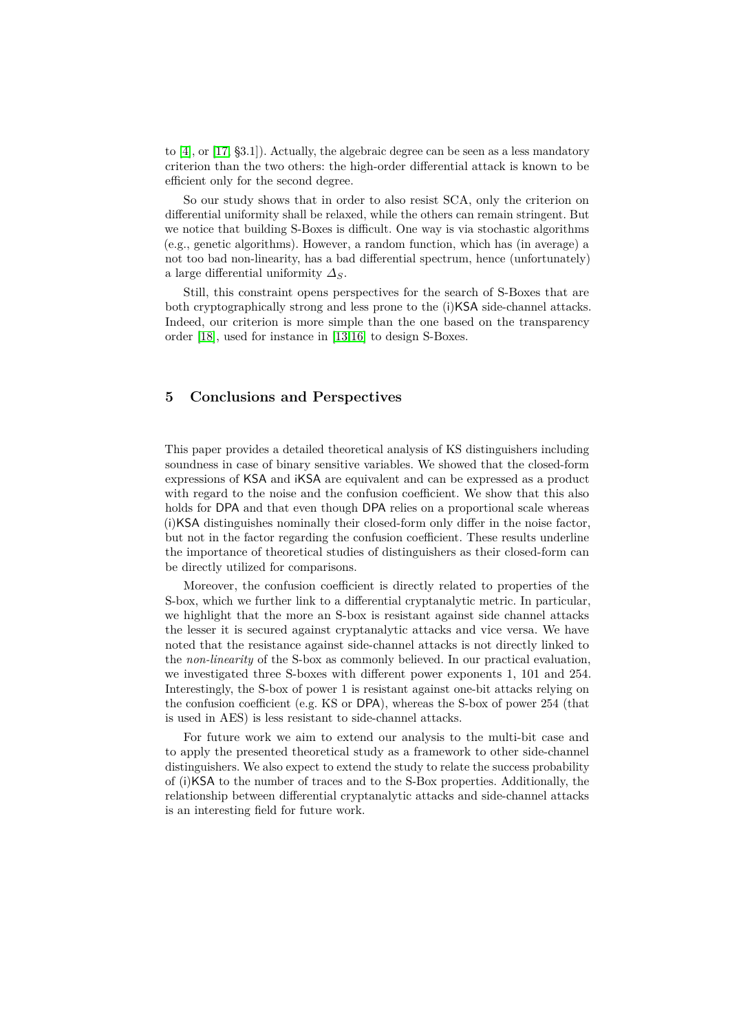to [4], or [17, §3.1]). Actually, the algebraic degree can be seen as a less mandatory criterion than the two others: the high-order differential attack is known to be efficient only for the second degree.

So our study shows that in order to also resist SCA, only the criterion on differential uniformity shall be relaxed, while the others can remain stringent. But we notice that building S-Boxes is difficult. One way is via stochastic algorithms (e.g., genetic algorithms). However, a random function, which has (in average) a not too bad non-linearity, has a bad differential spectrum, hence (unfortunately) a large differential uniformity $\varDelta_S$.

Still, this constraint opens perspectives for the search of S-Boxes that are both cryptographically strong and less prone to the (i)KSA side-channel attacks. Indeed, our criterion is more simple than the one based on the transparency order [18], used for instance in [13,16] to design S-Boxes.

## 5 Conclusions and Perspectives

This paper provides a detailed theoretical analysis of KS distinguishers including soundness in case of binary sensitive variables. We showed that the closed-form expressions of KSA and iKSA are equivalent and can be expressed as a product with regard to the noise and the confusion coefficient. We show that this also holds for DPA and that even though DPA relies on a proportional scale whereas (i)KSA distinguishes nominally their closed-form only differ in the noise factor, but not in the factor regarding the confusion coefficient. These results underline the importance of theoretical studies of distinguishers as their closed-form can be directly utilized for comparisons.

Moreover, the confusion coefficient is directly related to properties of the S-box, which we further link to a differential cryptanalytic metric. In particular, we highlight that the more an S-box is resistant against side channel attacks the lesser it is secured against cryptanalytic attacks and vice versa. We have noted that the resistance against side-channel attacks is not directly linked to the *non-linearity* of the S-box as commonly believed. In our practical evaluation, we investigated three S-boxes with different power exponents 1, 101 and 254. Interestingly, the S-box of power 1 is resistant against one-bit attacks relying on the confusion coefficient (e.g. KS or DPA), whereas the S-box of power 254 (that is used in AES) is less resistant to side-channel attacks.

For future work we aim to extend our analysis to the multi-bit case and to apply the presented theoretical study as a framework to other side-channel distinguishers. We also expect to extend the study to relate the success probability of (i)KSA to the number of traces and to the S-Box properties. Additionally, the relationship between differential cryptanalytic attacks and side-channel attacks is an interesting field for future work.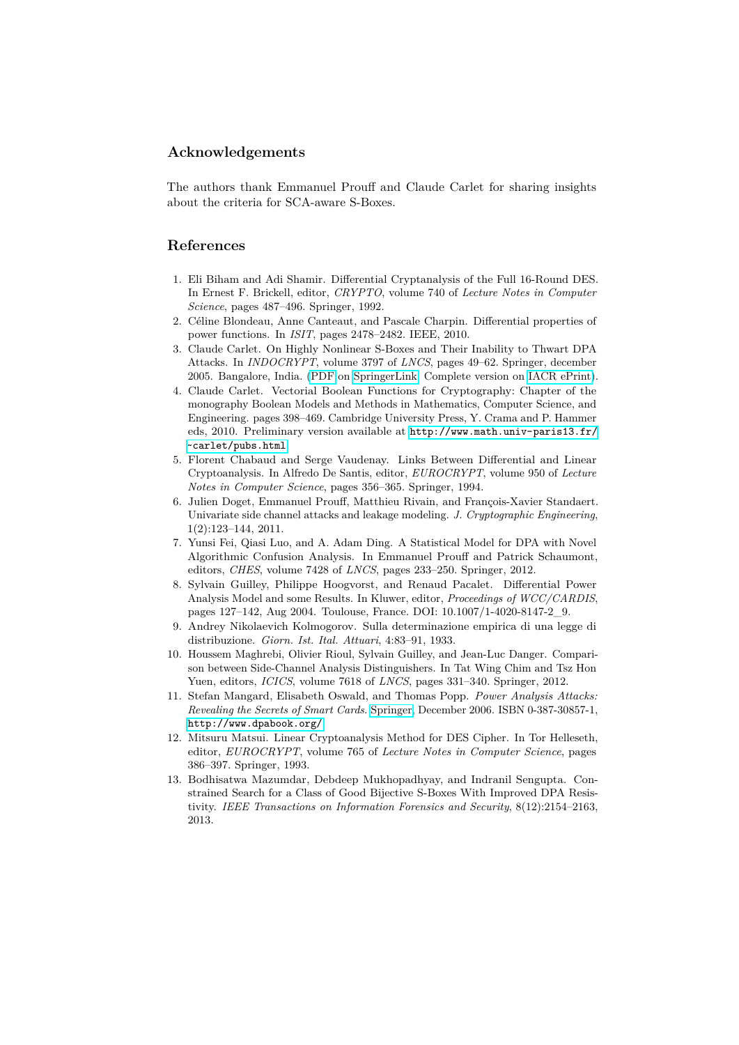## Acknowledgements

The authors thank Emmanuel Prouff and Claude Carlet for sharing insights about the criteria for SCA-aware S-Boxes.

## References

1. Eli Biham and Adi Shamir. Differential Cryptanalysis of the Full 16-Round DES. In Ernest F. Brickell, editor, *CRYPTO*, volume 740 of *Lecture Notes in Computer Science*, pages 487–496. Springer, 1992.
2. Céline Blondeau, Anne Canteaut, and Pascale Charpin. Differential properties of power functions. In *ISIT*, pages 2478–2482. IEEE, 2010.
3. Claude Carlet. On Highly Nonlinear S-Boxes and Their Inability to Thwart DPA Attacks. In *INDOCRYPT*, volume 3797 of *LNCS*, pages 49–62. Springer, december 2005. Bangalore, India. (PDF on SpringerLink. Complete version on IACR ePrint).
4. Claude Carlet. Vectorial Boolean Functions for Cryptography: Chapter of the monography Boolean Models and Methods in Mathematics, Computer Science, and Engineering. pages 398–469. Cambridge University Press, Y. Crama and P. Hammer eds, 2010. Preliminary version available at http://www.math.univ-paris13.fr/~carlet/pubs.html.
5. Florent Chabaud and Serge Vaudenay. Links Between Differential and Linear Cryptoanalysis. In Alfredo De Santis, editor, *EUROCRYPT*, volume 950 of *Lecture Notes in Computer Science*, pages 356–365. Springer, 1994.
6. Julien Doget, Emmanuel Prouff, Matthieu Rivain, and François-Xavier Standaert. Univariate side channel attacks and leakage modeling. *J. Cryptographic Engineering*, 1(2):123–144, 2011.
7. Yunsi Fei, Qiasi Luo, and A. Adam Ding. A Statistical Model for DPA with Novel Algorithmic Confusion Analysis. In Emmanuel Prouff and Patrick Schaumont, editors, *CHES*, volume 7428 of *LNCS*, pages 233–250. Springer, 2012.
8. Sylvain Guilley, Philippe Hoogvorst, and Renaud Pacalet. Differential Power Analysis Model and some Results. In Kluwer, editor, *Proceedings of WCC/CARDIS*, pages 127–142, Aug 2004. Toulouse, France. DOI: 10.1007/1-4020-8147-2_9.
9. Andrey Nikolaevich Kolmogorov. Sulla determinazione empirica di una legge di distribuzione. *Giorn. Ist. Ital. Attuari*, 4:83–91, 1933.
10. Houssem Maghrebi, Olivier Rioul, Sylvain Guilley, and Jean-Luc Danger. Comparison between Side-Channel Analysis Distinguishers. In Tat Wing Chim and Tsz Hon Yuen, editors, *ICICS*, volume 7618 of *LNCS*, pages 331–340. Springer, 2012.
11. Stefan Mangard, Elisabeth Oswald, and Thomas Popp. *Power Analysis Attacks: Revealing the Secrets of Smart Cards*. Springer, December 2006. ISBN 0-387-30857-1, http://www.dpabook.org/.
12. Mitsuru Matsui. Linear Cryptoanalysis Method for DES Cipher. In Tor Helleseth, editor, *EUROCRYPT*, volume 765 of *Lecture Notes in Computer Science*, pages 386–397. Springer, 1993.
13. Bodhisatwa Mazumdar, Debdeep Mukhopadhyay, and Indranil Sengupta. Constrained Search for a Class of Good Bijective S-Boxes With Improved DPA Resistivity. *IEEE Transactions on Information Forensics and Security*, 8(12):2154–2163, 2013.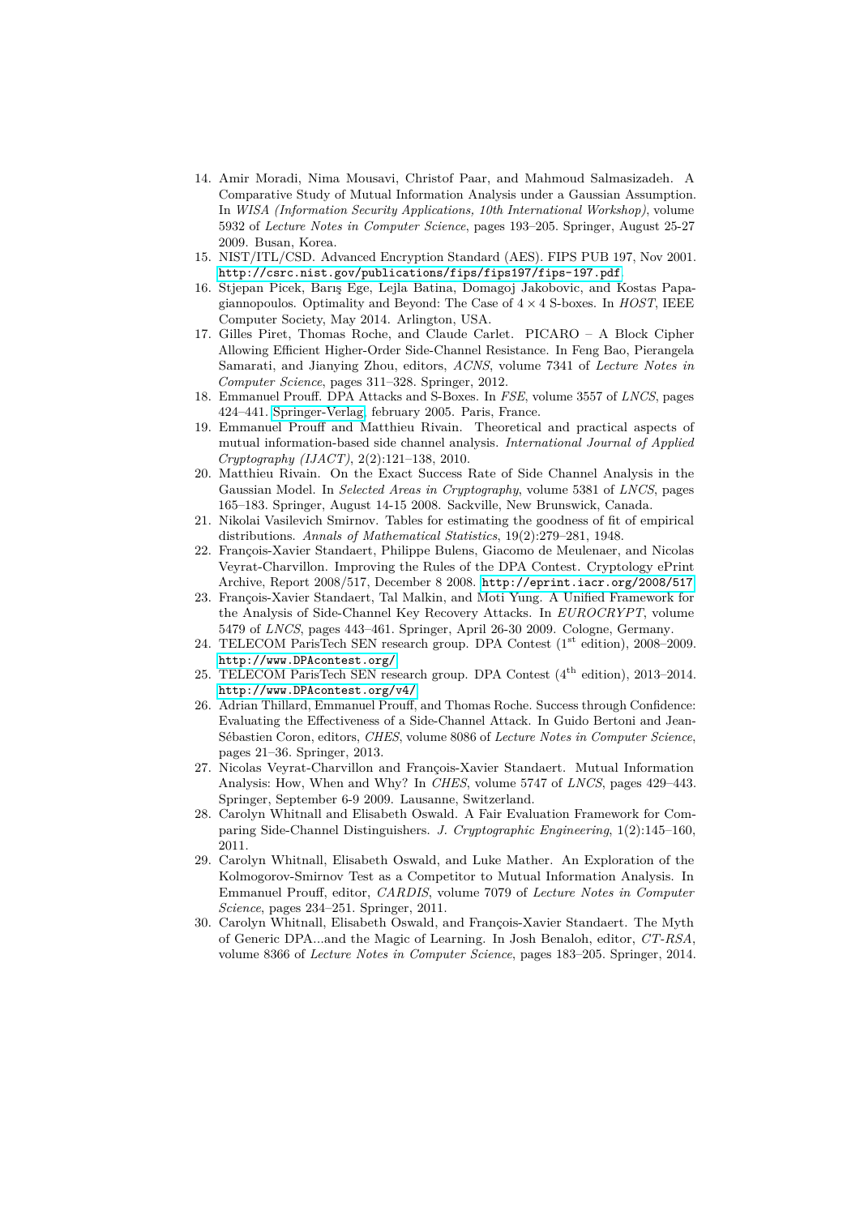14. Amir Moradi, Nima Mousavi, Christof Paar, and Mahmoud Salmasizadeh. A Comparative Study of Mutual Information Analysis under a Gaussian Assumption. In *WISA (Information Security Applications, 10th International Workshop)*, volume 5932 of *Lecture Notes in Computer Science*, pages 193–205. Springer, August 25-27 2009. Busan, Korea.
15. NIST/ITL/CSD. Advanced Encryption Standard (AES). FIPS PUB 197, Nov 2001. http://csrc.nist.gov/publications/fips/fips197/fips-197.pdf.
16. Stjepan Picek, Barış Ege, Lejla Batina, Domagoj Jakobovic, and Kostas Papagiannopoulos. Optimality and Beyond: The Case of $4 \times 4$ S-boxes. In *HOST*, IEEE Computer Society, May 2014. Arlington, USA.
17. Gilles Piret, Thomas Roche, and Claude Carlet. PICARO – A Block Cipher Allowing Efficient Higher-Order Side-Channel Resistance. In Feng Bao, Pierangela Samarati, and Jianying Zhou, editors, *ACNS*, volume 7341 of *Lecture Notes in Computer Science*, pages 311–328. Springer, 2012.
18. Emmanuel Prouff. DPA Attacks and S-Boxes. In *FSE*, volume 3557 of *LNCS*, pages 424–441. Springer-Verlag, february 2005. Paris, France.
19. Emmanuel Prouff and Matthieu Rivain. Theoretical and practical aspects of mutual information-based side channel analysis. *International Journal of Applied Cryptography (IJACT)*, 2(2):121–138, 2010.
20. Matthieu Rivain. On the Exact Success Rate of Side Channel Analysis in the Gaussian Model. In *Selected Areas in Cryptography*, volume 5381 of *LNCS*, pages 165–183. Springer, August 14-15 2008. Sackville, New Brunswick, Canada.
21. Nikolai Vasilevich Smirnov. Tables for estimating the goodness of fit of empirical distributions. *Annals of Mathematical Statistics*, 19(2):279–281, 1948.
22. François-Xavier Standaert, Philippe Bulens, Giacomo de Meulenaer, and Nicolas Veyrat-Charvillon. Improving the Rules of the DPA Contest. Cryptology ePrint Archive, Report 2008/517, December 8 2008. http://eprint.iacr.org/2008/517.
23. François-Xavier Standaert, Tal Malkin, and Moti Yung. A Unified Framework for the Analysis of Side-Channel Key Recovery Attacks. In *EUROCRYPT*, volume 5479 of *LNCS*, pages 443–461. Springer, April 26-30 2009. Cologne, Germany.
24. TELECOM ParisTech SEN research group. DPA Contest (1st edition), 2008–2009. http://www.DPAcontest.org/.
25. TELECOM ParisTech SEN research group. DPA Contest (4th edition), 2013–2014. http://www.DPAcontest.org/v4/.
26. Adrian Thillard, Emmanuel Prouff, and Thomas Roche. Success through Confidence: Evaluating the Effectiveness of a Side-Channel Attack. In Guido Bertoni and Jean-Sébastien Coron, editors, *CHES*, volume 8086 of *Lecture Notes in Computer Science*, pages 21–36. Springer, 2013.
27. Nicolas Veyrat-Charvillon and François-Xavier Standaert. Mutual Information Analysis: How, When and Why? In *CHES*, volume 5747 of *LNCS*, pages 429–443. Springer, September 6-9 2009. Lausanne, Switzerland.
28. Carolyn Whitnall and Elisabeth Oswald. A Fair Evaluation Framework for Comparing Side-Channel Distinguishers. *J. Cryptographic Engineering*, 1(2):145–160, 2011.
29. Carolyn Whitnall, Elisabeth Oswald, and Luke Mather. An Exploration of the Kolmogorov-Smirnov Test as a Competitor to Mutual Information Analysis. In Emmanuel Prouff, editor, *CARDIS*, volume 7079 of *Lecture Notes in Computer Science*, pages 234–251. Springer, 2011.
30. Carolyn Whitnall, Elisabeth Oswald, and François-Xavier Standaert. The Myth of Generic DPA...and the Magic of Learning. In Josh Benaloh, editor, *CT-RSA*, volume 8366 of *Lecture Notes in Computer Science*, pages 183–205. Springer, 2014.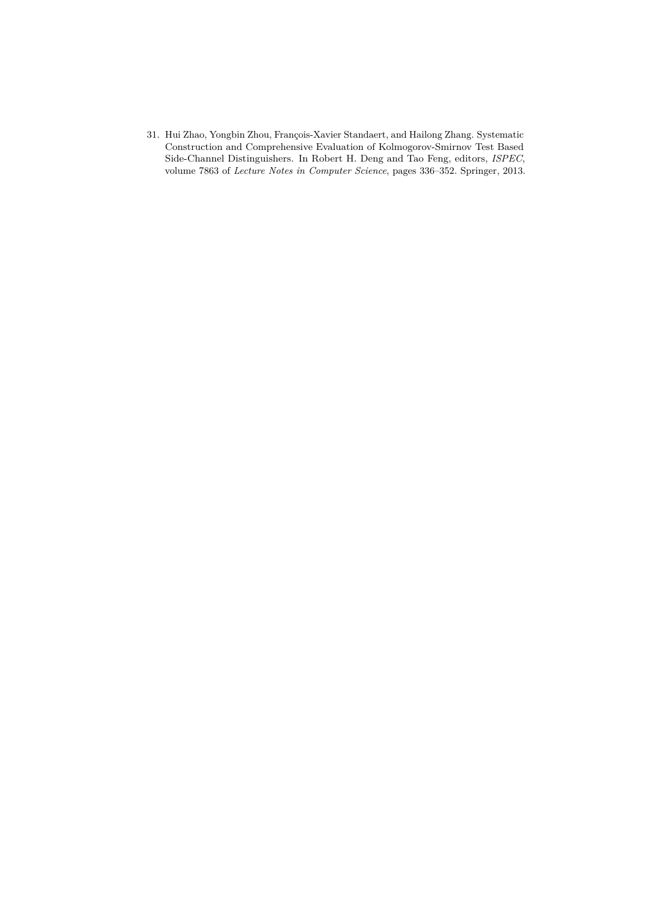31. Hui Zhao, Yongbin Zhou, François-Xavier Standaert, and Hailong Zhang. Systematic Construction and Comprehensive Evaluation of Kolmogorov-Smirnov Test Based Side-Channel Distinguishers. In Robert H. Deng and Tao Feng, editors, *ISPEC*, volume 7863 of *Lecture Notes in Computer Science*, pages 336–352. Springer, 2013.